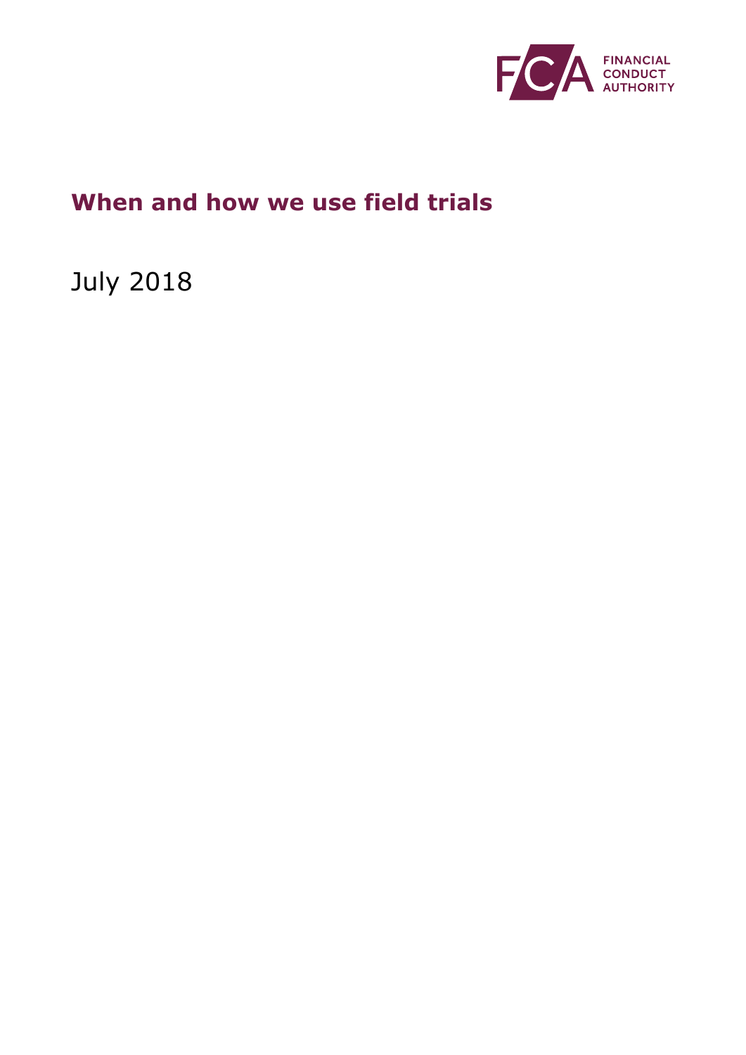FINANCIAL CONDUCT AUTHORITY

# When and how we use field trials

July 2018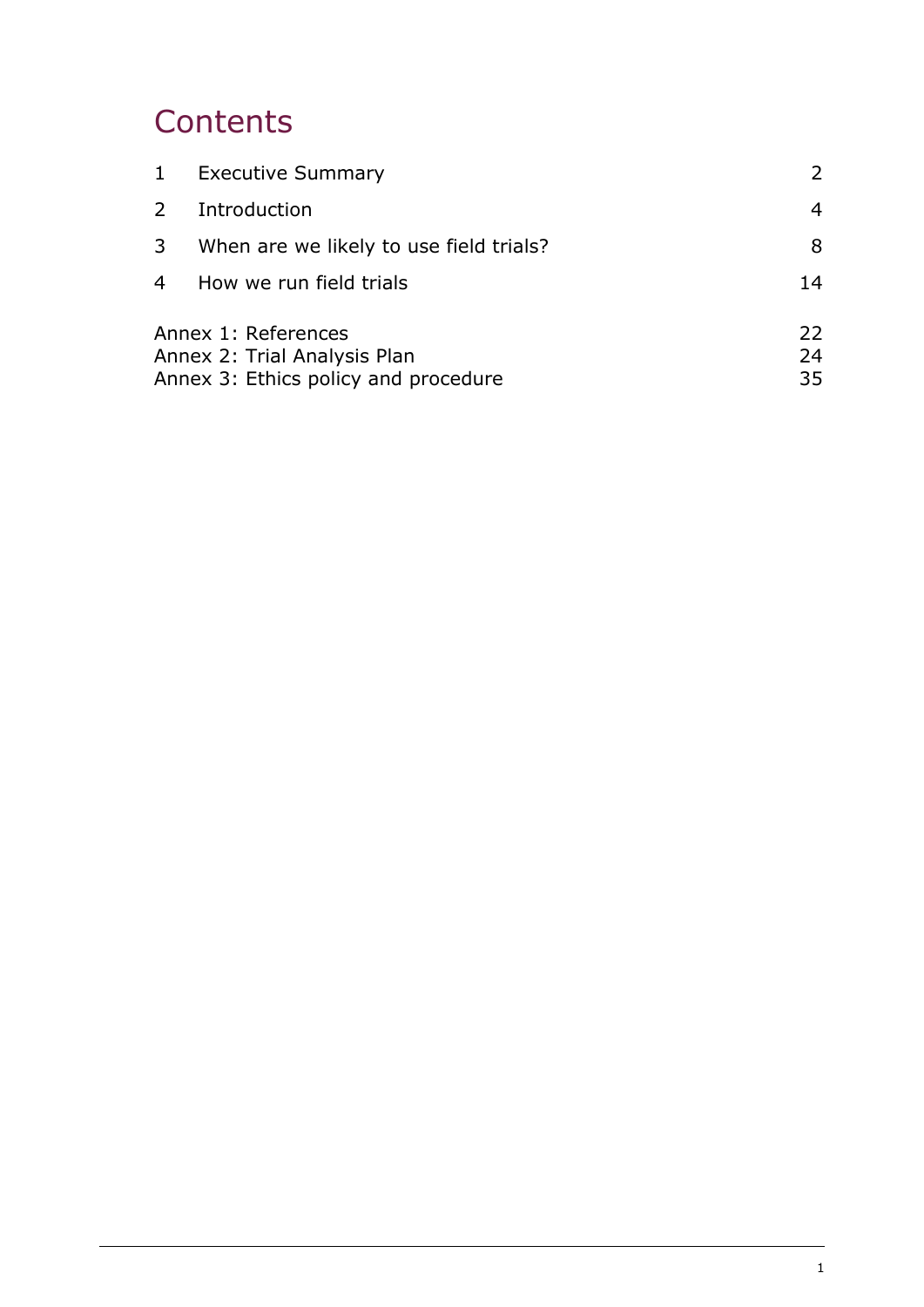# Contents

| | | |
|---|---|---|
| 1 | Executive Summary | 2 |
| 2 | Introduction | 4 |
| 3 | When are we likely to use field trials? | 8 |
| 4 | How we run field trials | 14 |

| | |
|---|---|
| Annex 1: References | 22 |
| Annex 2: Trial Analysis Plan | 24 |
| Annex 3: Ethics policy and procedure | 35 |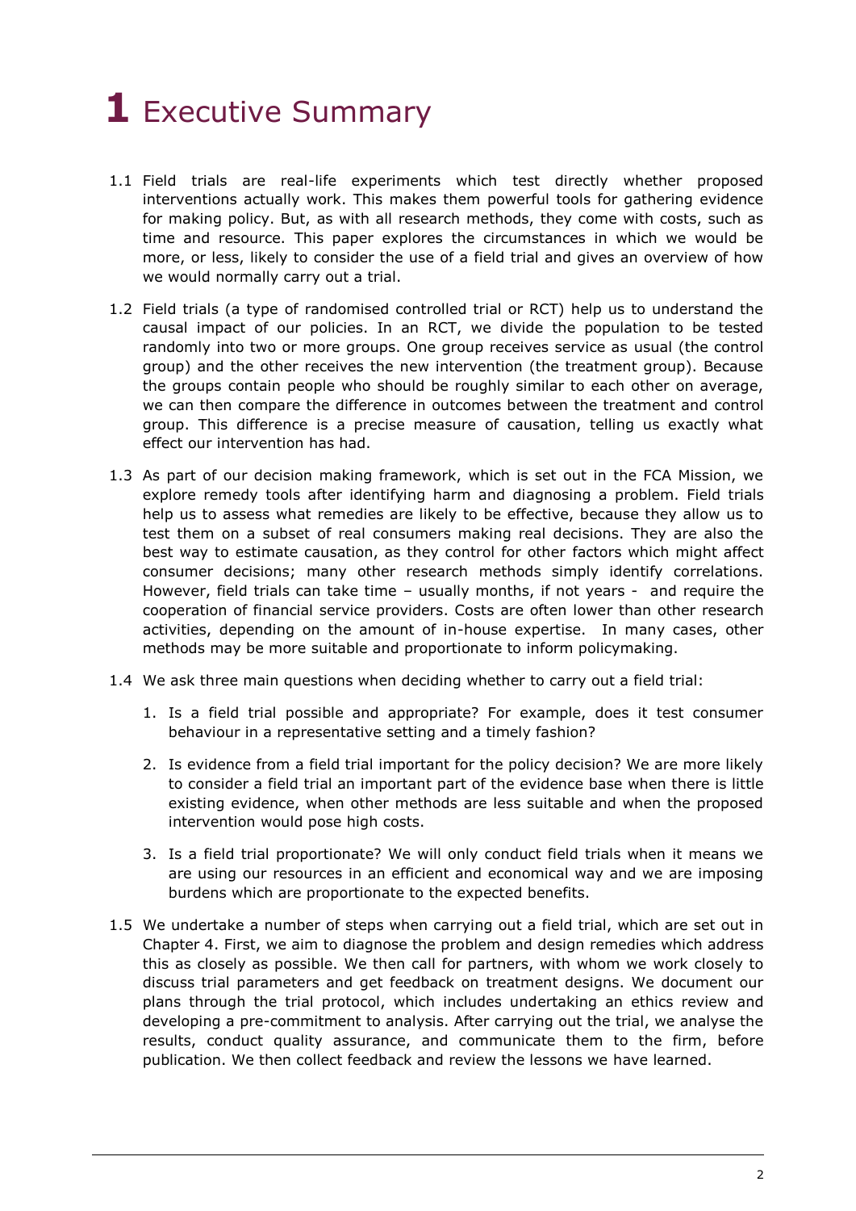# 1 Executive Summary

1.1 Field trials are real-life experiments which test directly whether proposed interventions actually work. This makes them powerful tools for gathering evidence for making policy. But, as with all research methods, they come with costs, such as time and resource. This paper explores the circumstances in which we would be more, or less, likely to consider the use of a field trial and gives an overview of how we would normally carry out a trial.

1.2 Field trials (a type of randomised controlled trial or RCT) help us to understand the causal impact of our policies. In an RCT, we divide the population to be tested randomly into two or more groups. One group receives service as usual (the control group) and the other receives the new intervention (the treatment group). Because the groups contain people who should be roughly similar to each other on average, we can then compare the difference in outcomes between the treatment and control group. This difference is a precise measure of causation, telling us exactly what effect our intervention has had.

1.3 As part of our decision making framework, which is set out in the FCA Mission, we explore remedy tools after identifying harm and diagnosing a problem. Field trials help us to assess what remedies are likely to be effective, because they allow us to test them on a subset of real consumers making real decisions. They are also the best way to estimate causation, as they control for other factors which might affect consumer decisions; many other research methods simply identify correlations. However, field trials can take time – usually months, if not years - and require the cooperation of financial service providers. Costs are often lower than other research activities, depending on the amount of in-house expertise. In many cases, other methods may be more suitable and proportionate to inform policymaking.

1.4 We ask three main questions when deciding whether to carry out a field trial:

1. Is a field trial possible and appropriate? For example, does it test consumer behaviour in a representative setting and a timely fashion?
2. Is evidence from a field trial important for the policy decision? We are more likely to consider a field trial an important part of the evidence base when there is little existing evidence, when other methods are less suitable and when the proposed intervention would pose high costs.
3. Is a field trial proportionate? We will only conduct field trials when it means we are using our resources in an efficient and economical way and we are imposing burdens which are proportionate to the expected benefits.

1.5 We undertake a number of steps when carrying out a field trial, which are set out in Chapter 4. First, we aim to diagnose the problem and design remedies which address this as closely as possible. We then call for partners, with whom we work closely to discuss trial parameters and get feedback on treatment designs. We document our plans through the trial protocol, which includes undertaking an ethics review and developing a pre-commitment to analysis. After carrying out the trial, we analyse the results, conduct quality assurance, and communicate them to the firm, before publication. We then collect feedback and review the lessons we have learned.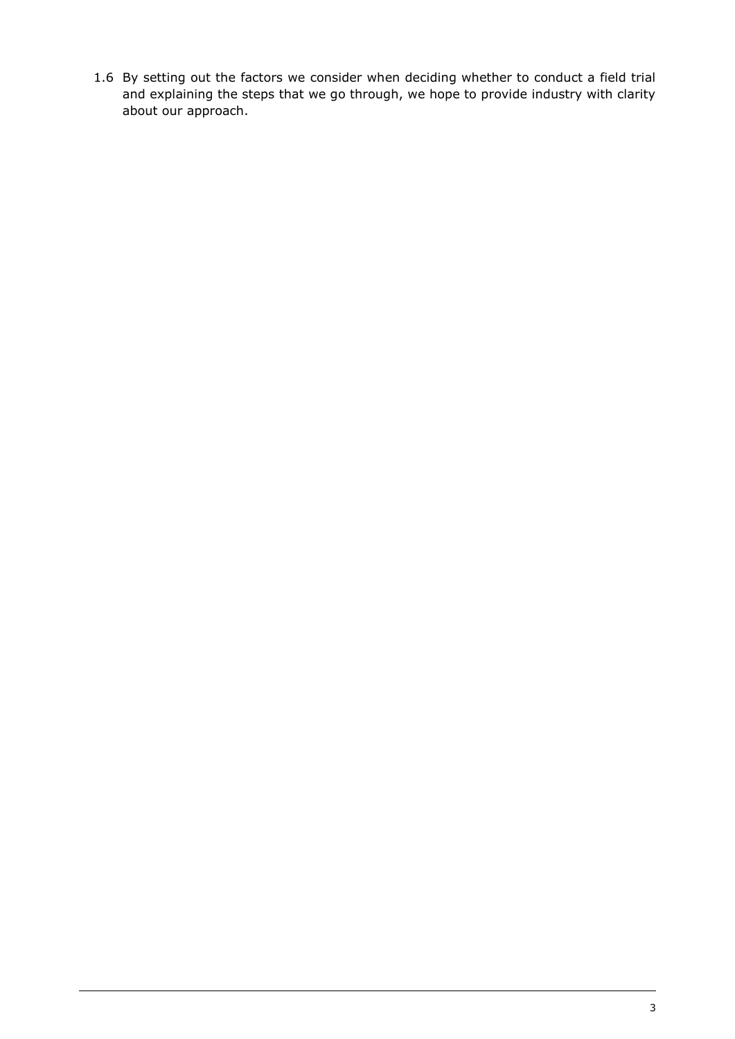1.6 By setting out the factors we consider when deciding whether to conduct a field trial and explaining the steps that we go through, we hope to provide industry with clarity about our approach.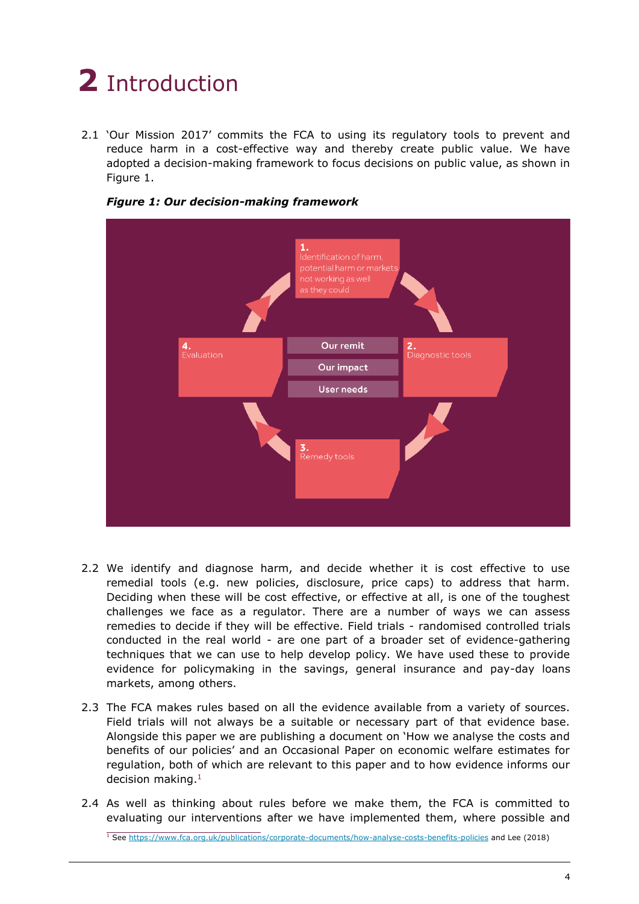# 2 Introduction

2.1 'Our Mission 2017' commits the FCA to using its regulatory tools to prevent and reduce harm in a cost-effective way and thereby create public value. We have adopted a decision-making framework to focus decisions on public value, as shown in Figure 1.

***Figure 1: Our decision-making framework***

1. Identification of harm, potential harm or markets not working as well as they could
2. Diagnostic tools
3. Remedy tools
4. Evaluation

Our remit
Our impact
User needs

2.2 We identify and diagnose harm, and decide whether it is cost effective to use remedial tools (e.g. new policies, disclosure, price caps) to address that harm. Deciding when these will be cost effective, or effective at all, is one of the toughest challenges we face as a regulator. There are a number of ways we can assess remedies to decide if they will be effective. Field trials - randomised controlled trials conducted in the real world - are one part of a broader set of evidence-gathering techniques that we can use to help develop policy. We have used these to provide evidence for policymaking in the savings, general insurance and pay-day loans markets, among others.

2.3 The FCA makes rules based on all the evidence available from a variety of sources. Field trials will not always be a suitable or necessary part of that evidence base. Alongside this paper we are publishing a document on 'How we analyse the costs and benefits of our policies' and an Occasional Paper on economic welfare estimates for regulation, both of which are relevant to this paper and to how evidence informs our decision making.[1]

2.4 As well as thinking about rules before we make them, the FCA is committed to evaluating our interventions after we have implemented them, where possible and

[1] See https://www.fca.org.uk/publications/corporate-documents/how-analyse-costs-benefits-policies and Lee (2018)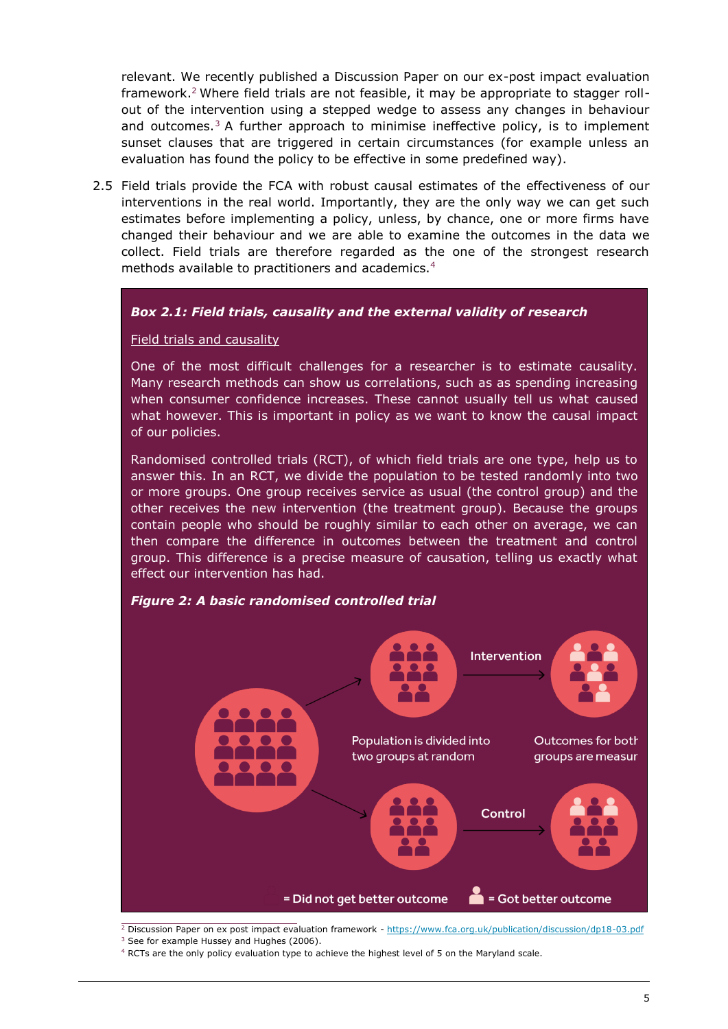relevant. We recently published a Discussion Paper on our ex-post impact evaluation framework.[2] Where field trials are not feasible, it may be appropriate to stagger roll-out of the intervention using a stepped wedge to assess any changes in behaviour and outcomes.[3] A further approach to minimise ineffective policy, is to implement sunset clauses that are triggered in certain circumstances (for example unless an evaluation has found the policy to be effective in some predefined way).

2.5 Field trials provide the FCA with robust causal estimates of the effectiveness of our interventions in the real world. Importantly, they are the only way we can get such estimates before implementing a policy, unless, by chance, one or more firms have changed their behaviour and we are able to examine the outcomes in the data we collect. Field trials are therefore regarded as the one of the strongest research methods available to practitioners and academics.[4]

***Box 2.1: Field trials, causality and the external validity of research***

Field trials and causality

One of the most difficult challenges for a researcher is to estimate causality. Many research methods can show us correlations, such as as spending increasing when consumer confidence increases. These cannot usually tell us what caused what however. This is important in policy as we want to know the causal impact of our policies.

Randomised controlled trials (RCT), of which field trials are one type, help us to answer this. In an RCT, we divide the population to be tested randomly into two or more groups. One group receives service as usual (the control group) and the other receives the new intervention (the treatment group). Because the groups contain people who should be roughly similar to each other on average, we can then compare the difference in outcomes between the treatment and control group. This difference is a precise measure of causation, telling us exactly what effect our intervention has had.

***Figure 2: A basic randomised controlled trial***

Intervention

Control

Population is divided into two groups at random

Outcomes for both groups are measured

= Did not get better outcome

= Got better outcome

---

[2] Discussion Paper on ex post impact evaluation framework - https://www.fca.org.uk/publication/discussion/dp18-03.pdf

[3] See for example Hussey and Hughes (2006).

[4] RCTs are the only policy evaluation type to achieve the highest level of 5 on the Maryland scale.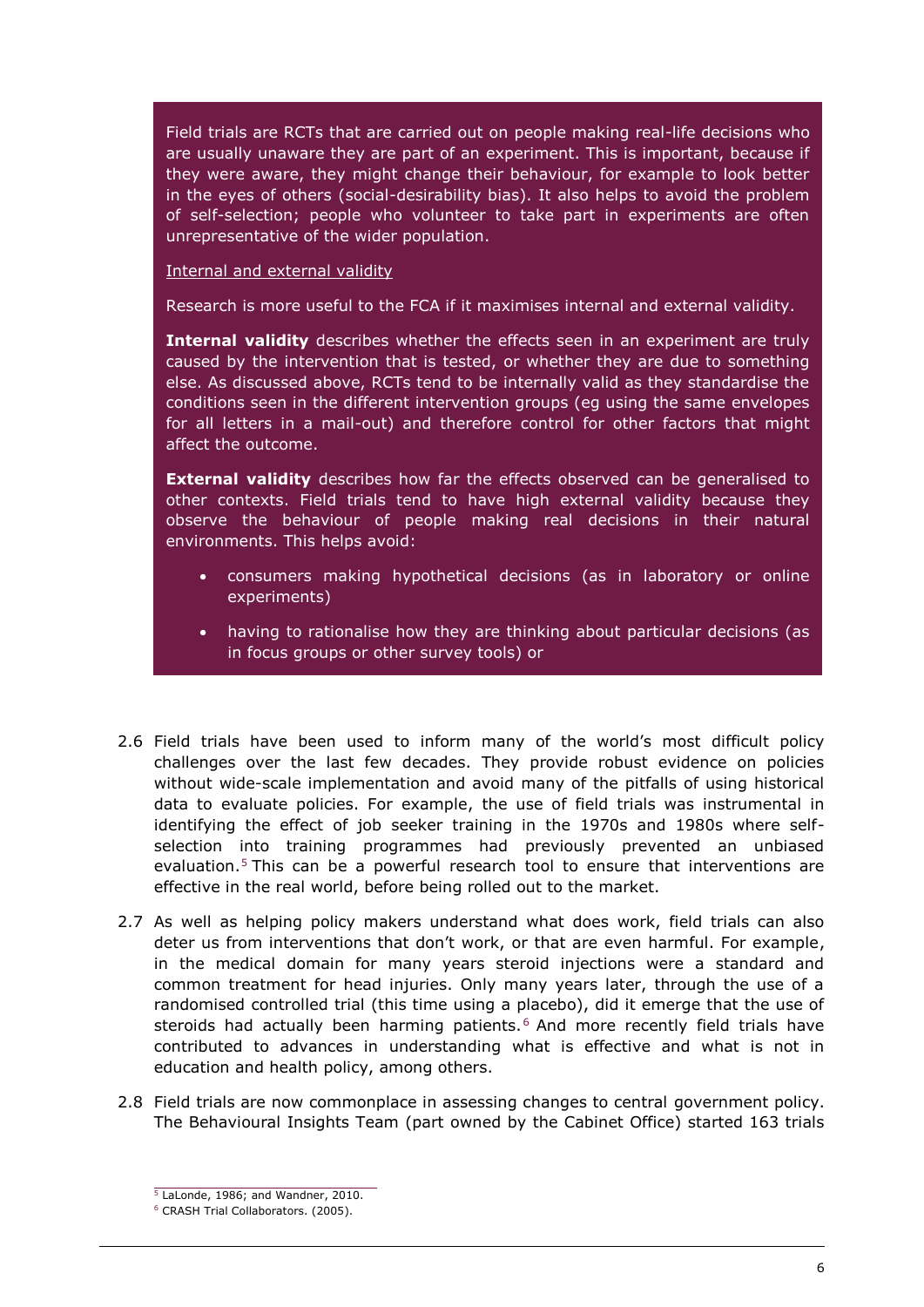Field trials are RCTs that are carried out on people making real-life decisions who are usually unaware they are part of an experiment. This is important, because if they were aware, they might change their behaviour, for example to look better in the eyes of others (social-desirability bias). It also helps to avoid the problem of self-selection; people who volunteer to take part in experiments are often unrepresentative of the wider population.

Internal and external validity

Research is more useful to the FCA if it maximises internal and external validity.

**Internal validity** describes whether the effects seen in an experiment are truly caused by the intervention that is tested, or whether they are due to something else. As discussed above, RCTs tend to be internally valid as they standardise the conditions seen in the different intervention groups (eg using the same envelopes for all letters in a mail-out) and therefore control for other factors that might affect the outcome.

**External validity** describes how far the effects observed can be generalised to other contexts. Field trials tend to have high external validity because they observe the behaviour of people making real decisions in their natural environments. This helps avoid:

- consumers making hypothetical decisions (as in laboratory or online experiments)
- having to rationalise how they are thinking about particular decisions (as in focus groups or other survey tools) or

2.6 Field trials have been used to inform many of the world's most difficult policy challenges over the last few decades. They provide robust evidence on policies without wide-scale implementation and avoid many of the pitfalls of using historical data to evaluate policies. For example, the use of field trials was instrumental in identifying the effect of job seeker training in the 1970s and 1980s where self-selection into training programmes had previously prevented an unbiased evaluation.[5] This can be a powerful research tool to ensure that interventions are effective in the real world, before being rolled out to the market.

2.7 As well as helping policy makers understand what does work, field trials can also deter us from interventions that don't work, or that are even harmful. For example, in the medical domain for many years steroid injections were a standard and common treatment for head injuries. Only many years later, through the use of a randomised controlled trial (this time using a placebo), did it emerge that the use of steroids had actually been harming patients.[6] And more recently field trials have contributed to advances in understanding what is effective and what is not in education and health policy, among others.

2.8 Field trials are now commonplace in assessing changes to central government policy. The Behavioural Insights Team (part owned by the Cabinet Office) started 163 trials

[5] LaLonde, 1986; and Wandner, 2010.

[6] CRASH Trial Collaborators. (2005).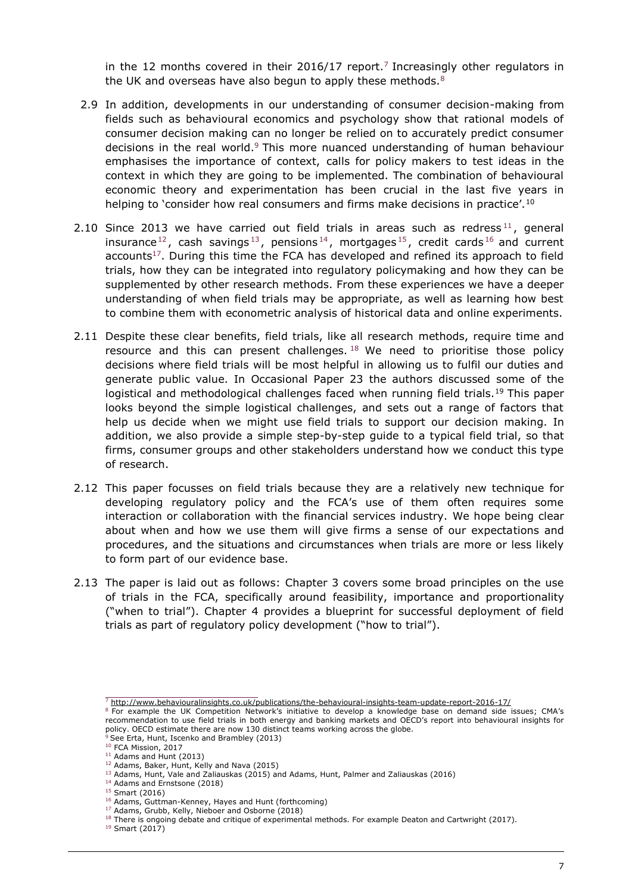in the 12 months covered in their 2016/17 report.[7] Increasingly other regulators in the UK and overseas have also begun to apply these methods.[8]

2.9 In addition, developments in our understanding of consumer decision-making from fields such as behavioural economics and psychology show that rational models of consumer decision making can no longer be relied on to accurately predict consumer decisions in the real world.[9] This more nuanced understanding of human behaviour emphasises the importance of context, calls for policy makers to test ideas in the context in which they are going to be implemented. The combination of behavioural economic theory and experimentation has been crucial in the last five years in helping to 'consider how real consumers and firms make decisions in practice'.[10]

2.10 Since 2013 we have carried out field trials in areas such as redress[11], general insurance[12], cash savings[13], pensions[14], mortgages[15], credit cards[16] and current accounts[17]. During this time the FCA has developed and refined its approach to field trials, how they can be integrated into regulatory policymaking and how they can be supplemented by other research methods. From these experiences we have a deeper understanding of when field trials may be appropriate, as well as learning how best to combine them with econometric analysis of historical data and online experiments.

2.11 Despite these clear benefits, field trials, like all research methods, require time and resource and this can present challenges.[18] We need to prioritise those policy decisions where field trials will be most helpful in allowing us to fulfil our duties and generate public value. In Occasional Paper 23 the authors discussed some of the logistical and methodological challenges faced when running field trials.[19] This paper looks beyond the simple logistical challenges, and sets out a range of factors that help us decide when we might use field trials to support our decision making. In addition, we also provide a simple step-by-step guide to a typical field trial, so that firms, consumer groups and other stakeholders understand how we conduct this type of research.

2.12 This paper focusses on field trials because they are a relatively new technique for developing regulatory policy and the FCA's use of them often requires some interaction or collaboration with the financial services industry. We hope being clear about when and how we use them will give firms a sense of our expectations and procedures, and the situations and circumstances when trials are more or less likely to form part of our evidence base.

2.13 The paper is laid out as follows: Chapter 3 covers some broad principles on the use of trials in the FCA, specifically around feasibility, importance and proportionality ("when to trial"). Chapter 4 provides a blueprint for successful deployment of field trials as part of regulatory policy development ("how to trial").

---

[7] http://www.behaviouralinsights.co.uk/publications/the-behavioural-insights-team-update-report-2016-17/

[8] For example the UK Competition Network's initiative to develop a knowledge base on demand side issues; CMA's recommendation to use field trials in both energy and banking markets and OECD's report into behavioural insights for policy. OECD estimate there are now 130 distinct teams working across the globe.

[9] See Erta, Hunt, Iscenko and Brambley (2013)

[10] FCA Mission, 2017

[11] Adams and Hunt (2013)

[12] Adams, Baker, Hunt, Kelly and Nava (2015)

[13] Adams, Hunt, Vale and Zaliauskas (2015) and Adams, Hunt, Palmer and Zaliauskas (2016)

[14] Adams and Ernstsone (2018)

[15] Smart (2016)

[16] Adams, Guttman-Kenney, Hayes and Hunt (forthcoming)

[17] Adams, Grubb, Kelly, Nieboer and Osborne (2018)

[18] There is ongoing debate and critique of experimental methods. For example Deaton and Cartwright (2017).

[19] Smart (2017)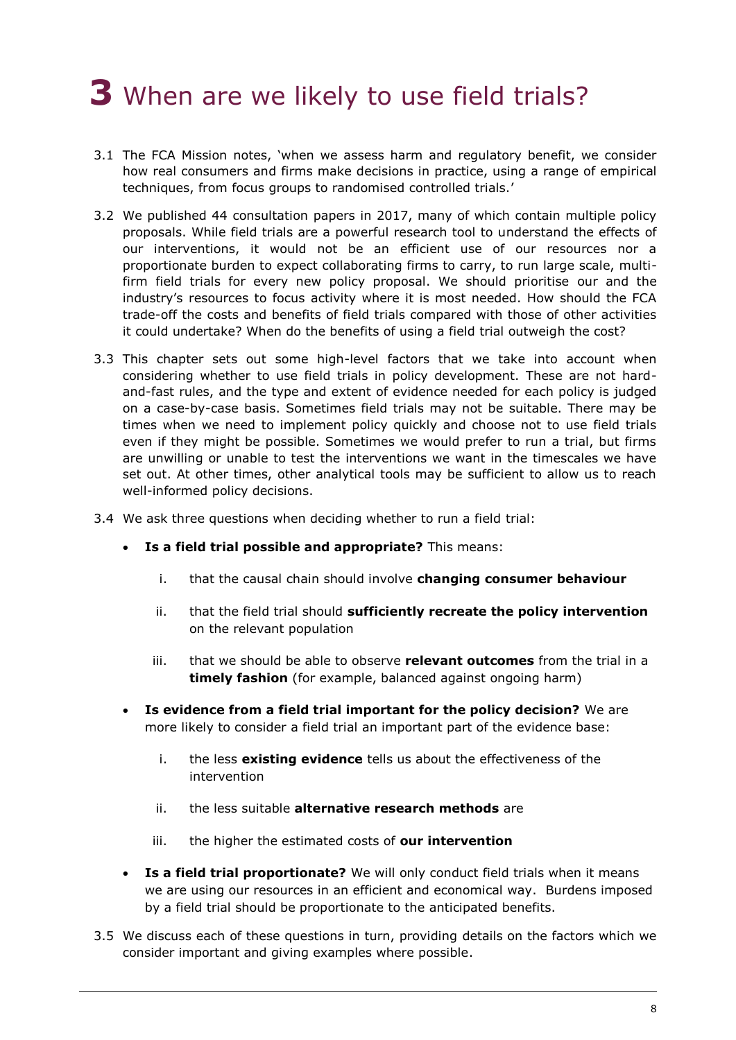# 3 When are we likely to use field trials?

3.1 The FCA Mission notes, 'when we assess harm and regulatory benefit, we consider how real consumers and firms make decisions in practice, using a range of empirical techniques, from focus groups to randomised controlled trials.'

3.2 We published 44 consultation papers in 2017, many of which contain multiple policy proposals. While field trials are a powerful research tool to understand the effects of our interventions, it would not be an efficient use of our resources nor a proportionate burden to expect collaborating firms to carry, to run large scale, multi-firm field trials for every new policy proposal. We should prioritise our and the industry's resources to focus activity where it is most needed. How should the FCA trade-off the costs and benefits of field trials compared with those of other activities it could undertake? When do the benefits of using a field trial outweigh the cost?

3.3 This chapter sets out some high-level factors that we take into account when considering whether to use field trials in policy development. These are not hard-and-fast rules, and the type and extent of evidence needed for each policy is judged on a case-by-case basis. Sometimes field trials may not be suitable. There may be times when we need to implement policy quickly and choose not to use field trials even if they might be possible. Sometimes we would prefer to run a trial, but firms are unwilling or unable to test the interventions we want in the timescales we have set out. At other times, other analytical tools may be sufficient to allow us to reach well-informed policy decisions.

3.4 We ask three questions when deciding whether to run a field trial:

- **Is a field trial possible and appropriate?** This means:
  - i. that the causal chain should involve **changing consumer behaviour**
  - ii. that the field trial should **sufficiently recreate the policy intervention** on the relevant population
  - iii. that we should be able to observe **relevant outcomes** from the trial in a **timely fashion** (for example, balanced against ongoing harm)
- **Is evidence from a field trial important for the policy decision?** We are more likely to consider a field trial an important part of the evidence base:
  - i. the less **existing evidence** tells us about the effectiveness of the intervention
  - ii. the less suitable **alternative research methods** are
  - iii. the higher the estimated costs of **our intervention**
- **Is a field trial proportionate?** We will only conduct field trials when it means we are using our resources in an efficient and economical way. Burdens imposed by a field trial should be proportionate to the anticipated benefits.

3.5 We discuss each of these questions in turn, providing details on the factors which we consider important and giving examples where possible.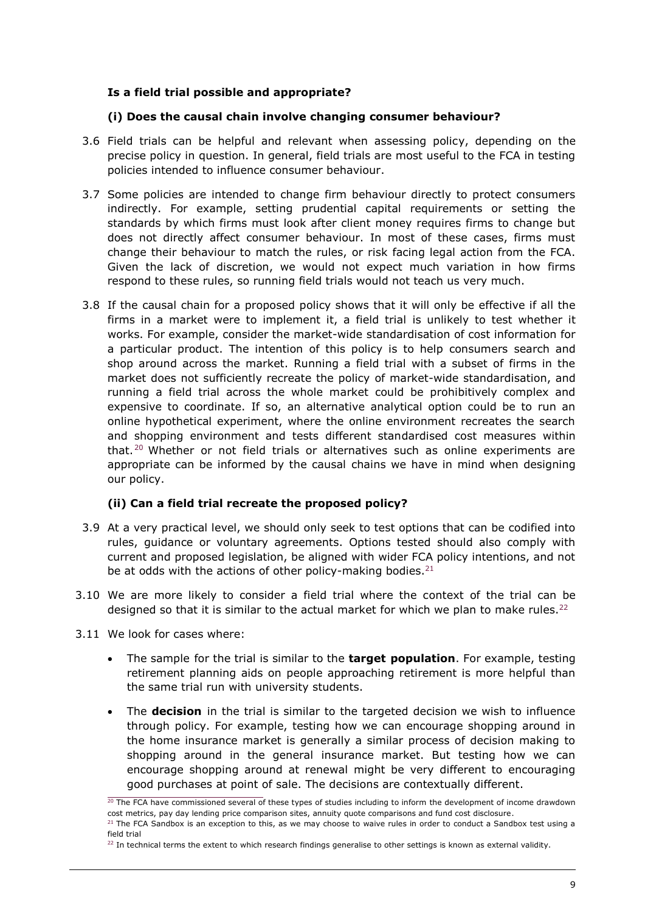### Is a field trial possible and appropriate?

#### (i) Does the causal chain involve changing consumer behaviour?

3.6 Field trials can be helpful and relevant when assessing policy, depending on the precise policy in question. In general, field trials are most useful to the FCA in testing policies intended to influence consumer behaviour.

3.7 Some policies are intended to change firm behaviour directly to protect consumers indirectly. For example, setting prudential capital requirements or setting the standards by which firms must look after client money requires firms to change but does not directly affect consumer behaviour. In most of these cases, firms must change their behaviour to match the rules, or risk facing legal action from the FCA. Given the lack of discretion, we would not expect much variation in how firms respond to these rules, so running field trials would not teach us very much.

3.8 If the causal chain for a proposed policy shows that it will only be effective if all the firms in a market were to implement it, a field trial is unlikely to test whether it works. For example, consider the market-wide standardisation of cost information for a particular product. The intention of this policy is to help consumers search and shop around across the market. Running a field trial with a subset of firms in the market does not sufficiently recreate the policy of market-wide standardisation, and running a field trial across the whole market could be prohibitively complex and expensive to coordinate. If so, an alternative analytical option could be to run an online hypothetical experiment, where the online environment recreates the search and shopping environment and tests different standardised cost measures within that.[20] Whether or not field trials or alternatives such as online experiments are appropriate can be informed by the causal chains we have in mind when designing our policy.

#### (ii) Can a field trial recreate the proposed policy?

3.9 At a very practical level, we should only seek to test options that can be codified into rules, guidance or voluntary agreements. Options tested should also comply with current and proposed legislation, be aligned with wider FCA policy intentions, and not be at odds with the actions of other policy-making bodies.[21]

3.10 We are more likely to consider a field trial where the context of the trial can be designed so that it is similar to the actual market for which we plan to make rules.[22]

3.11 We look for cases where:

- The sample for the trial is similar to the **target population**. For example, testing retirement planning aids on people approaching retirement is more helpful than the same trial run with university students.
- The **decision** in the trial is similar to the targeted decision we wish to influence through policy. For example, testing how we can encourage shopping around in the home insurance market is generally a similar process of decision making to shopping around in the general insurance market. But testing how we can encourage shopping around at renewal might be very different to encouraging good purchases at point of sale. The decisions are contextually different.

---

[20] The FCA have commissioned several of these types of studies including to inform the development of income drawdown cost metrics, pay day lending price comparison sites, annuity quote comparisons and fund cost disclosure.

[21] The FCA Sandbox is an exception to this, as we may choose to waive rules in order to conduct a Sandbox test using a field trial

[22] In technical terms the extent to which research findings generalise to other settings is known as external validity.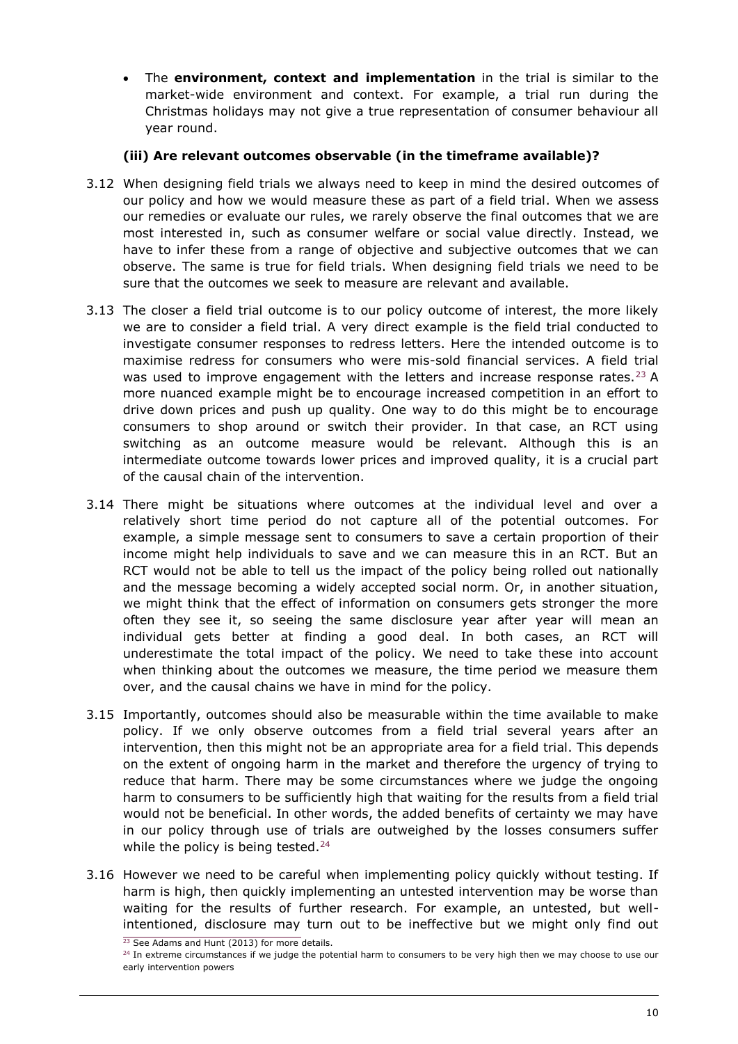- The **environment, context and implementation** in the trial is similar to the market-wide environment and context. For example, a trial run during the Christmas holidays may not give a true representation of consumer behaviour all year round.

### (iii) Are relevant outcomes observable (in the timeframe available)?

3.12 When designing field trials we always need to keep in mind the desired outcomes of our policy and how we would measure these as part of a field trial. When we assess our remedies or evaluate our rules, we rarely observe the final outcomes that we are most interested in, such as consumer welfare or social value directly. Instead, we have to infer these from a range of objective and subjective outcomes that we can observe. The same is true for field trials. When designing field trials we need to be sure that the outcomes we seek to measure are relevant and available.

3.13 The closer a field trial outcome is to our policy outcome of interest, the more likely we are to consider a field trial. A very direct example is the field trial conducted to investigate consumer responses to redress letters. Here the intended outcome is to maximise redress for consumers who were mis-sold financial services. A field trial was used to improve engagement with the letters and increase response rates.[23] A more nuanced example might be to encourage increased competition in an effort to drive down prices and push up quality. One way to do this might be to encourage consumers to shop around or switch their provider. In that case, an RCT using switching as an outcome measure would be relevant. Although this is an intermediate outcome towards lower prices and improved quality, it is a crucial part of the causal chain of the intervention.

3.14 There might be situations where outcomes at the individual level and over a relatively short time period do not capture all of the potential outcomes. For example, a simple message sent to consumers to save a certain proportion of their income might help individuals to save and we can measure this in an RCT. But an RCT would not be able to tell us the impact of the policy being rolled out nationally and the message becoming a widely accepted social norm. Or, in another situation, we might think that the effect of information on consumers gets stronger the more often they see it, so seeing the same disclosure year after year will mean an individual gets better at finding a good deal. In both cases, an RCT will underestimate the total impact of the policy. We need to take these into account when thinking about the outcomes we measure, the time period we measure them over, and the causal chains we have in mind for the policy.

3.15 Importantly, outcomes should also be measurable within the time available to make policy. If we only observe outcomes from a field trial several years after an intervention, then this might not be an appropriate area for a field trial. This depends on the extent of ongoing harm in the market and therefore the urgency of trying to reduce that harm. There may be some circumstances where we judge the ongoing harm to consumers to be sufficiently high that waiting for the results from a field trial would not be beneficial. In other words, the added benefits of certainty we may have in our policy through use of trials are outweighed by the losses consumers suffer while the policy is being tested.[24]

3.16 However we need to be careful when implementing policy quickly without testing. If harm is high, then quickly implementing an untested intervention may be worse than waiting for the results of further research. For example, an untested, but well-intentioned, disclosure may turn out to be ineffective but we might only find out

[23] See Adams and Hunt (2013) for more details.

[24] In extreme circumstances if we judge the potential harm to consumers to be very high then we may choose to use our early intervention powers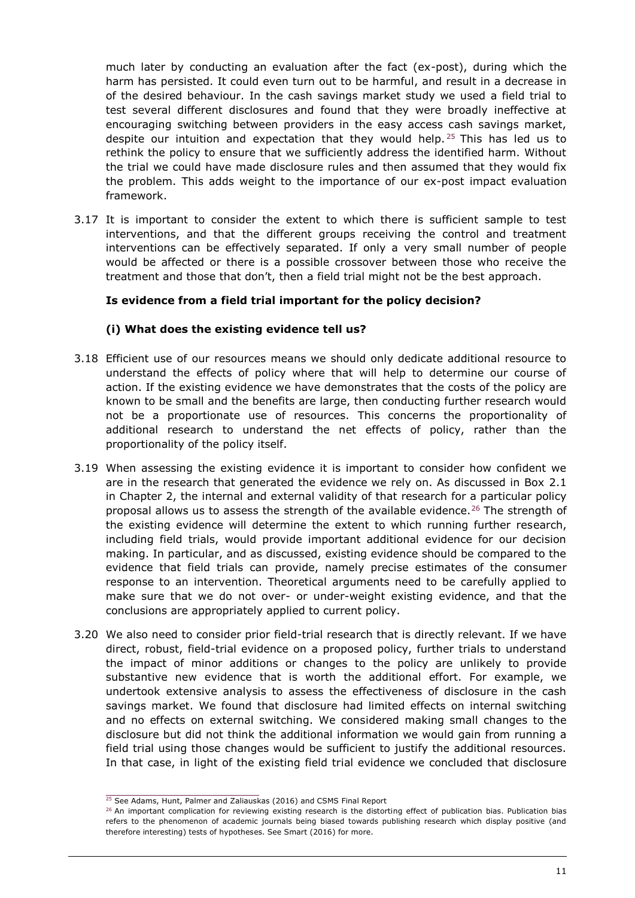much later by conducting an evaluation after the fact (ex-post), during which the harm has persisted. It could even turn out to be harmful, and result in a decrease in of the desired behaviour. In the cash savings market study we used a field trial to test several different disclosures and found that they were broadly ineffective at encouraging switching between providers in the easy access cash savings market, despite our intuition and expectation that they would help.[25] This has led us to rethink the policy to ensure that we sufficiently address the identified harm. Without the trial we could have made disclosure rules and then assumed that they would fix the problem. This adds weight to the importance of our ex-post impact evaluation framework.

3.17 It is important to consider the extent to which there is sufficient sample to test interventions, and that the different groups receiving the control and treatment interventions can be effectively separated. If only a very small number of people would be affected or there is a possible crossover between those who receive the treatment and those that don't, then a field trial might not be the best approach.

**Is evidence from a field trial important for the policy decision?**

**(i) What does the existing evidence tell us?**

3.18 Efficient use of our resources means we should only dedicate additional resource to understand the effects of policy where that will help to determine our course of action. If the existing evidence we have demonstrates that the costs of the policy are known to be small and the benefits are large, then conducting further research would not be a proportionate use of resources. This concerns the proportionality of additional research to understand the net effects of policy, rather than the proportionality of the policy itself.

3.19 When assessing the existing evidence it is important to consider how confident we are in the research that generated the evidence we rely on. As discussed in Box 2.1 in Chapter 2, the internal and external validity of that research for a particular policy proposal allows us to assess the strength of the available evidence.[26] The strength of the existing evidence will determine the extent to which running further research, including field trials, would provide important additional evidence for our decision making. In particular, and as discussed, existing evidence should be compared to the evidence that field trials can provide, namely precise estimates of the consumer response to an intervention. Theoretical arguments need to be carefully applied to make sure that we do not over- or under-weight existing evidence, and that the conclusions are appropriately applied to current policy.

3.20 We also need to consider prior field-trial research that is directly relevant. If we have direct, robust, field-trial evidence on a proposed policy, further trials to understand the impact of minor additions or changes to the policy are unlikely to provide substantive new evidence that is worth the additional effort. For example, we undertook extensive analysis to assess the effectiveness of disclosure in the cash savings market. We found that disclosure had limited effects on internal switching and no effects on external switching. We considered making small changes to the disclosure but did not think the additional information we would gain from running a field trial using those changes would be sufficient to justify the additional resources. In that case, in light of the existing field trial evidence we concluded that disclosure

[25] See Adams, Hunt, Palmer and Zaliauskas (2016) and CSMS Final Report

[26] An important complication for reviewing existing research is the distorting effect of publication bias. Publication bias refers to the phenomenon of academic journals being biased towards publishing research which display positive (and therefore interesting) tests of hypotheses. See Smart (2016) for more.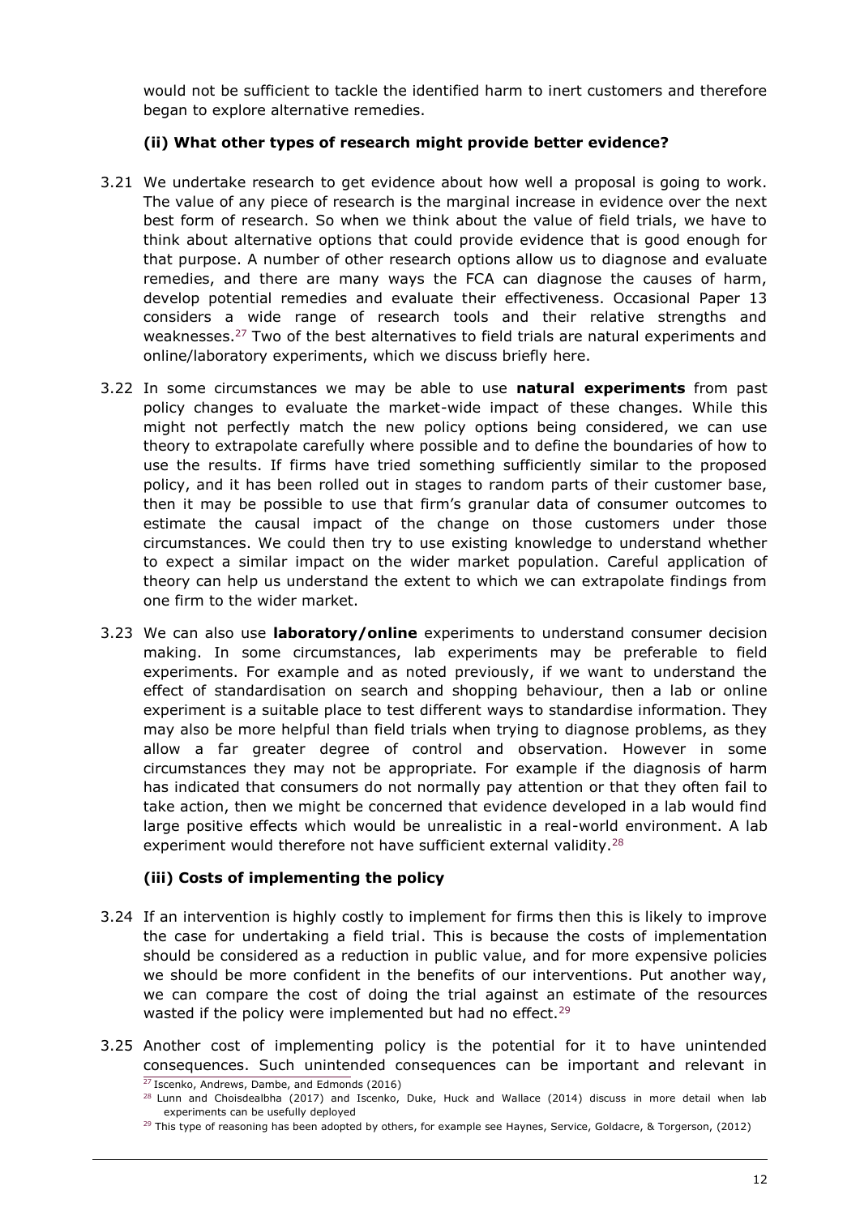would not be sufficient to tackle the identified harm to inert customers and therefore began to explore alternative remedies.

### (ii) What other types of research might provide better evidence?

3.21 We undertake research to get evidence about how well a proposal is going to work. The value of any piece of research is the marginal increase in evidence over the next best form of research. So when we think about the value of field trials, we have to think about alternative options that could provide evidence that is good enough for that purpose. A number of other research options allow us to diagnose and evaluate remedies, and there are many ways the FCA can diagnose the causes of harm, develop potential remedies and evaluate their effectiveness. Occasional Paper 13 considers a wide range of research tools and their relative strengths and weaknesses.[27] Two of the best alternatives to field trials are natural experiments and online/laboratory experiments, which we discuss briefly here.

3.22 In some circumstances we may be able to use **natural experiments** from past policy changes to evaluate the market-wide impact of these changes. While this might not perfectly match the new policy options being considered, we can use theory to extrapolate carefully where possible and to define the boundaries of how to use the results. If firms have tried something sufficiently similar to the proposed policy, and it has been rolled out in stages to random parts of their customer base, then it may be possible to use that firm's granular data of consumer outcomes to estimate the causal impact of the change on those customers under those circumstances. We could then try to use existing knowledge to understand whether to expect a similar impact on the wider market population. Careful application of theory can help us understand the extent to which we can extrapolate findings from one firm to the wider market.

3.23 We can also use **laboratory/online** experiments to understand consumer decision making. In some circumstances, lab experiments may be preferable to field experiments. For example and as noted previously, if we want to understand the effect of standardisation on search and shopping behaviour, then a lab or online experiment is a suitable place to test different ways to standardise information. They may also be more helpful than field trials when trying to diagnose problems, as they allow a far greater degree of control and observation. However in some circumstances they may not be appropriate. For example if the diagnosis of harm has indicated that consumers do not normally pay attention or that they often fail to take action, then we might be concerned that evidence developed in a lab would find large positive effects which would be unrealistic in a real-world environment. A lab experiment would therefore not have sufficient external validity.[28]

### (iii) Costs of implementing the policy

3.24 If an intervention is highly costly to implement for firms then this is likely to improve the case for undertaking a field trial. This is because the costs of implementation should be considered as a reduction in public value, and for more expensive policies we should be more confident in the benefits of our interventions. Put another way, we can compare the cost of doing the trial against an estimate of the resources wasted if the policy were implemented but had no effect.[29]

3.25 Another cost of implementing policy is the potential for it to have unintended consequences. Such unintended consequences can be important and relevant in

---

[27] Iscenko, Andrews, Dambe, and Edmonds (2016)

[28] Lunn and Choisdealbha (2017) and Iscenko, Duke, Huck and Wallace (2014) discuss in more detail when lab experiments can be usefully deployed

[29] This type of reasoning has been adopted by others, for example see Haynes, Service, Goldacre, & Torgerson, (2012)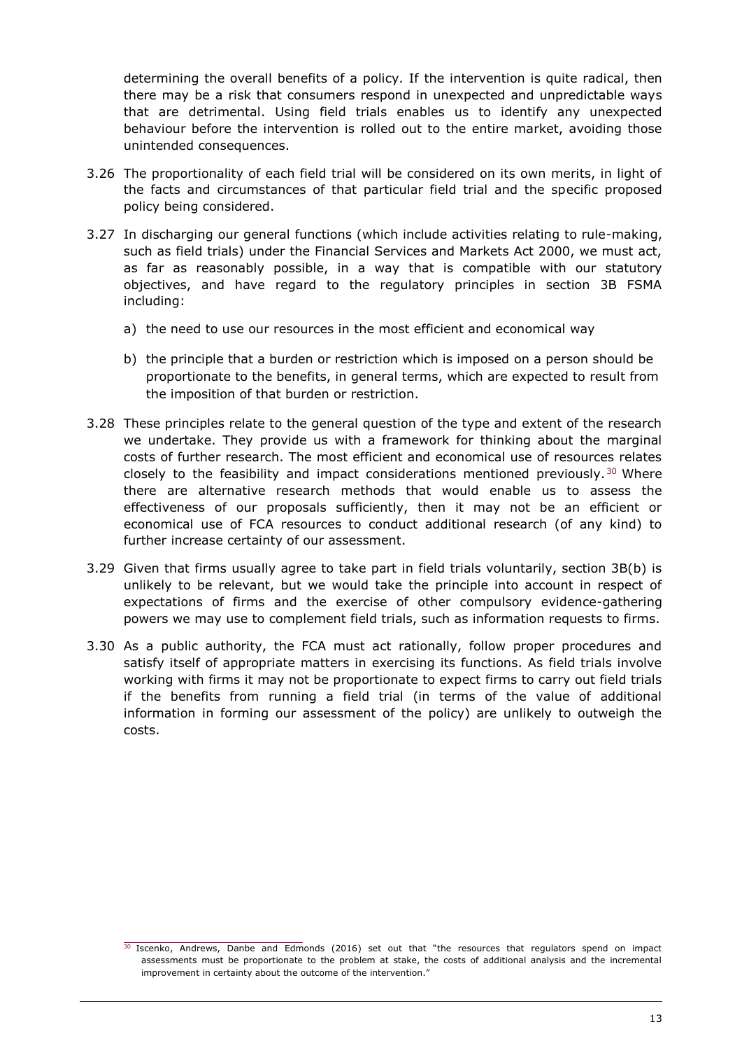determining the overall benefits of a policy. If the intervention is quite radical, then there may be a risk that consumers respond in unexpected and unpredictable ways that are detrimental. Using field trials enables us to identify any unexpected behaviour before the intervention is rolled out to the entire market, avoiding those unintended consequences.

3.26 The proportionality of each field trial will be considered on its own merits, in light of the facts and circumstances of that particular field trial and the specific proposed policy being considered.

3.27 In discharging our general functions (which include activities relating to rule-making, such as field trials) under the Financial Services and Markets Act 2000, we must act, as far as reasonably possible, in a way that is compatible with our statutory objectives, and have regard to the regulatory principles in section 3B FSMA including:

a) the need to use our resources in the most efficient and economical way

b) the principle that a burden or restriction which is imposed on a person should be proportionate to the benefits, in general terms, which are expected to result from the imposition of that burden or restriction.

3.28 These principles relate to the general question of the type and extent of the research we undertake. They provide us with a framework for thinking about the marginal costs of further research. The most efficient and economical use of resources relates closely to the feasibility and impact considerations mentioned previously.[30] Where there are alternative research methods that would enable us to assess the effectiveness of our proposals sufficiently, then it may not be an efficient or economical use of FCA resources to conduct additional research (of any kind) to further increase certainty of our assessment.

3.29 Given that firms usually agree to take part in field trials voluntarily, section 3B(b) is unlikely to be relevant, but we would take the principle into account in respect of expectations of firms and the exercise of other compulsory evidence-gathering powers we may use to complement field trials, such as information requests to firms.

3.30 As a public authority, the FCA must act rationally, follow proper procedures and satisfy itself of appropriate matters in exercising its functions. As field trials involve working with firms it may not be proportionate to expect firms to carry out field trials if the benefits from running a field trial (in terms of the value of additional information in forming our assessment of the policy) are unlikely to outweigh the costs.

[30] Iscenko, Andrews, Danbe and Edmonds (2016) set out that "the resources that regulators spend on impact assessments must be proportionate to the problem at stake, the costs of additional analysis and the incremental improvement in certainty about the outcome of the intervention."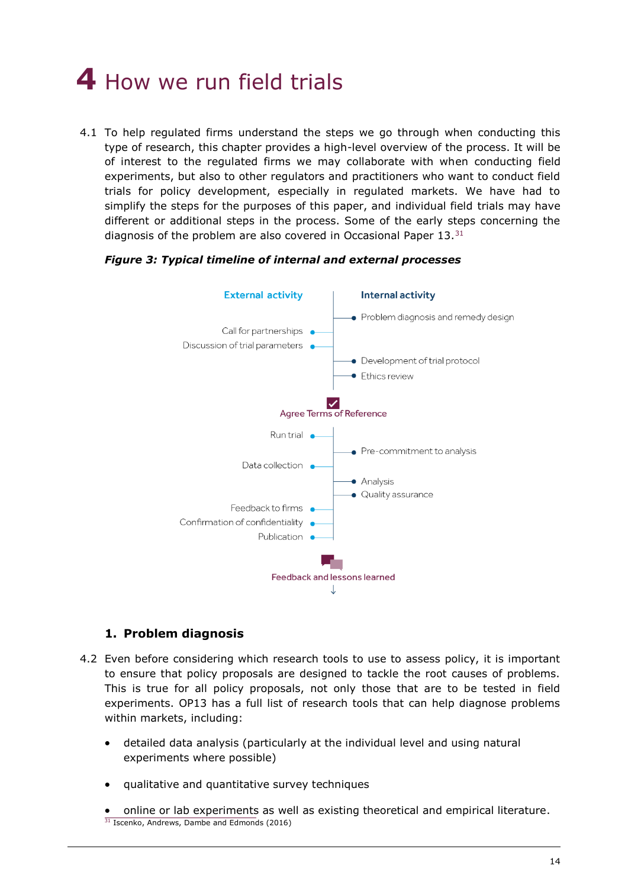# 4 How we run field trials

4.1 To help regulated firms understand the steps we go through when conducting this type of research, this chapter provides a high-level overview of the process. It will be of interest to the regulated firms we may collaborate with when conducting field experiments, but also to other regulators and practitioners who want to conduct field trials for policy development, especially in regulated markets. We have had to simplify the steps for the purposes of this paper, and individual field trials may have different or additional steps in the process. Some of the early steps concerning the diagnosis of the problem are also covered in Occasional Paper 13.[31]

***Figure 3: Typical timeline of internal and external processes***

| External activity | Internal activity |
|---|---|
| | Problem diagnosis and remedy design |
| Call for partnerships | |
| Discussion of trial parameters | |
| | Development of trial protocol |
| | Ethics review |

**Agree Terms of Reference**

| External activity | Internal activity |
|---|---|
| Run trial | |
| | Pre-commitment to analysis |
| Data collection | |
| | Analysis |
| | Quality assurance |
| Feedback to firms | |
| Confirmation of confidentiality | |
| Publication | |

**Feedback and lessons learned**

### 1. Problem diagnosis

4.2 Even before considering which research tools to use to assess policy, it is important to ensure that policy proposals are designed to tackle the root causes of problems. This is true for all policy proposals, not only those that are to be tested in field experiments. OP13 has a full list of research tools that can help diagnose problems within markets, including:

- detailed data analysis (particularly at the individual level and using natural experiments where possible)
- qualitative and quantitative survey techniques
- online or lab experiments as well as existing theoretical and empirical literature.

[31] Iscenko, Andrews, Dambe and Edmonds (2016)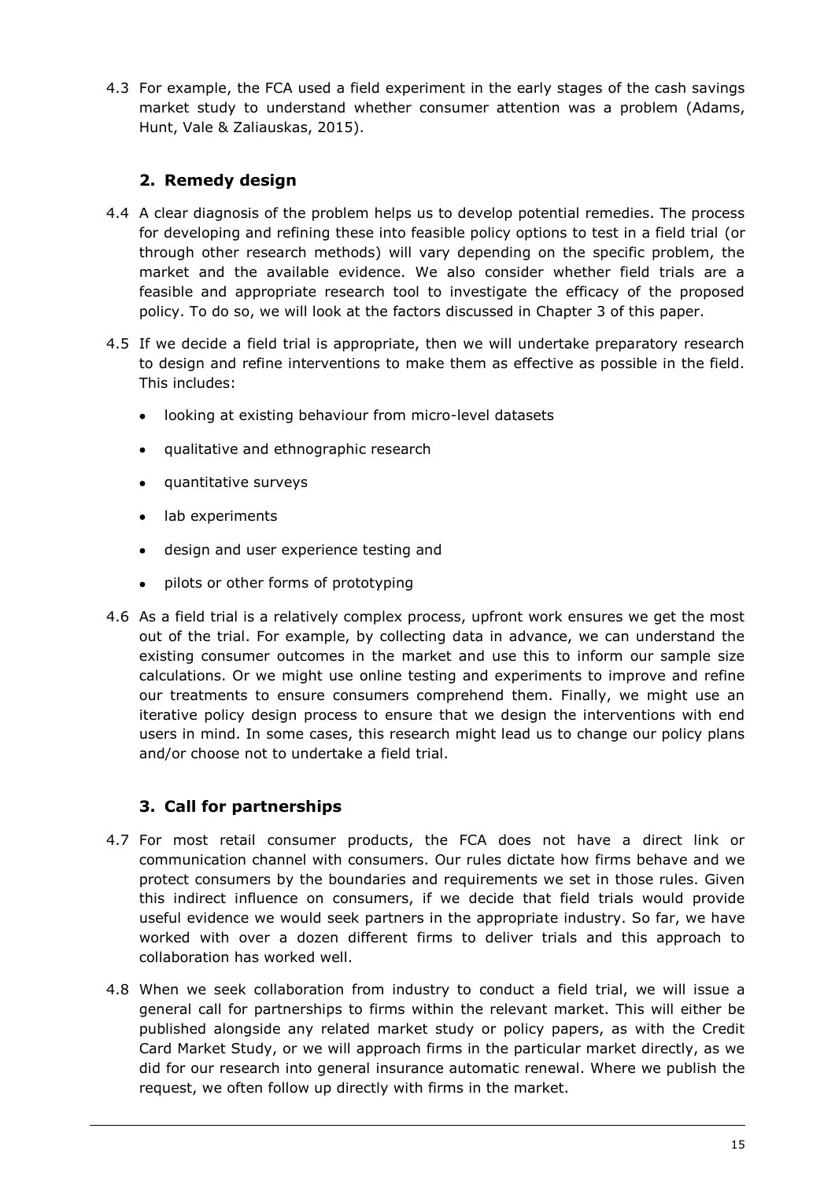4.3 For example, the FCA used a field experiment in the early stages of the cash savings market study to understand whether consumer attention was a problem (Adams, Hunt, Vale & Zaliauskas, 2015).

## 2. Remedy design

4.4 A clear diagnosis of the problem helps us to develop potential remedies. The process for developing and refining these into feasible policy options to test in a field trial (or through other research methods) will vary depending on the specific problem, the market and the available evidence. We also consider whether field trials are a feasible and appropriate research tool to investigate the efficacy of the proposed policy. To do so, we will look at the factors discussed in Chapter 3 of this paper.

4.5 If we decide a field trial is appropriate, then we will undertake preparatory research to design and refine interventions to make them as effective as possible in the field. This includes:

- looking at existing behaviour from micro-level datasets
- qualitative and ethnographic research
- quantitative surveys
- lab experiments
- design and user experience testing and
- pilots or other forms of prototyping

4.6 As a field trial is a relatively complex process, upfront work ensures we get the most out of the trial. For example, by collecting data in advance, we can understand the existing consumer outcomes in the market and use this to inform our sample size calculations. Or we might use online testing and experiments to improve and refine our treatments to ensure consumers comprehend them. Finally, we might use an iterative policy design process to ensure that we design the interventions with end users in mind. In some cases, this research might lead us to change our policy plans and/or choose not to undertake a field trial.

## 3. Call for partnerships

4.7 For most retail consumer products, the FCA does not have a direct link or communication channel with consumers. Our rules dictate how firms behave and we protect consumers by the boundaries and requirements we set in those rules. Given this indirect influence on consumers, if we decide that field trials would provide useful evidence we would seek partners in the appropriate industry. So far, we have worked with over a dozen different firms to deliver trials and this approach to collaboration has worked well.

4.8 When we seek collaboration from industry to conduct a field trial, we will issue a general call for partnerships to firms within the relevant market. This will either be published alongside any related market study or policy papers, as with the Credit Card Market Study, or we will approach firms in the particular market directly, as we did for our research into general insurance automatic renewal. Where we publish the request, we often follow up directly with firms in the market.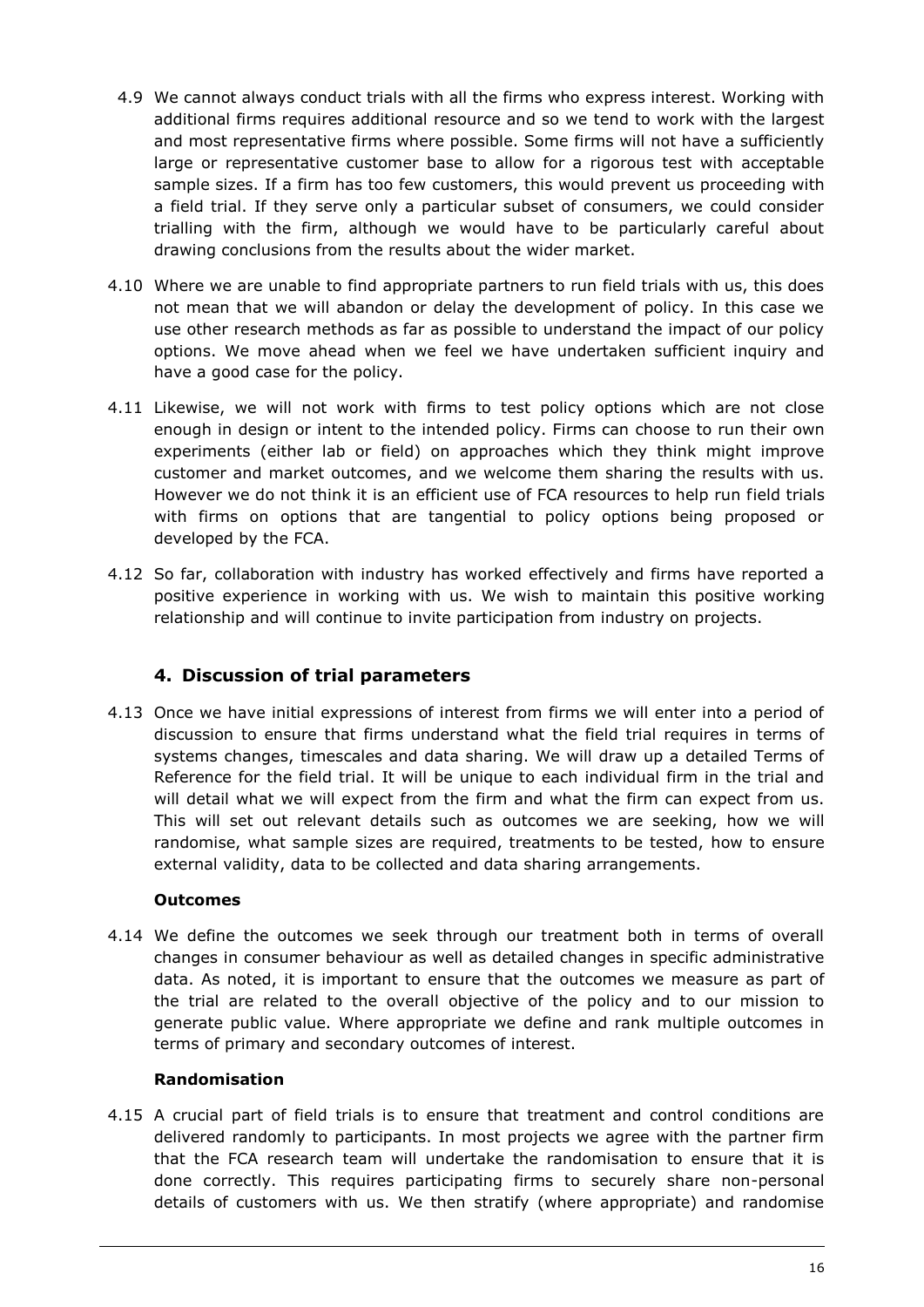4.9 We cannot always conduct trials with all the firms who express interest. Working with additional firms requires additional resource and so we tend to work with the largest and most representative firms where possible. Some firms will not have a sufficiently large or representative customer base to allow for a rigorous test with acceptable sample sizes. If a firm has too few customers, this would prevent us proceeding with a field trial. If they serve only a particular subset of consumers, we could consider trialling with the firm, although we would have to be particularly careful about drawing conclusions from the results about the wider market.

4.10 Where we are unable to find appropriate partners to run field trials with us, this does not mean that we will abandon or delay the development of policy. In this case we use other research methods as far as possible to understand the impact of our policy options. We move ahead when we feel we have undertaken sufficient inquiry and have a good case for the policy.

4.11 Likewise, we will not work with firms to test policy options which are not close enough in design or intent to the intended policy. Firms can choose to run their own experiments (either lab or field) on approaches which they think might improve customer and market outcomes, and we welcome them sharing the results with us. However we do not think it is an efficient use of FCA resources to help run field trials with firms on options that are tangential to policy options being proposed or developed by the FCA.

4.12 So far, collaboration with industry has worked effectively and firms have reported a positive experience in working with us. We wish to maintain this positive working relationship and will continue to invite participation from industry on projects.

## 4. Discussion of trial parameters

4.13 Once we have initial expressions of interest from firms we will enter into a period of discussion to ensure that firms understand what the field trial requires in terms of systems changes, timescales and data sharing. We will draw up a detailed Terms of Reference for the field trial. It will be unique to each individual firm in the trial and will detail what we will expect from the firm and what the firm can expect from us. This will set out relevant details such as outcomes we are seeking, how we will randomise, what sample sizes are required, treatments to be tested, how to ensure external validity, data to be collected and data sharing arrangements.

### Outcomes

4.14 We define the outcomes we seek through our treatment both in terms of overall changes in consumer behaviour as well as detailed changes in specific administrative data. As noted, it is important to ensure that the outcomes we measure as part of the trial are related to the overall objective of the policy and to our mission to generate public value. Where appropriate we define and rank multiple outcomes in terms of primary and secondary outcomes of interest.

### Randomisation

4.15 A crucial part of field trials is to ensure that treatment and control conditions are delivered randomly to participants. In most projects we agree with the partner firm that the FCA research team will undertake the randomisation to ensure that it is done correctly. This requires participating firms to securely share non-personal details of customers with us. We then stratify (where appropriate) and randomise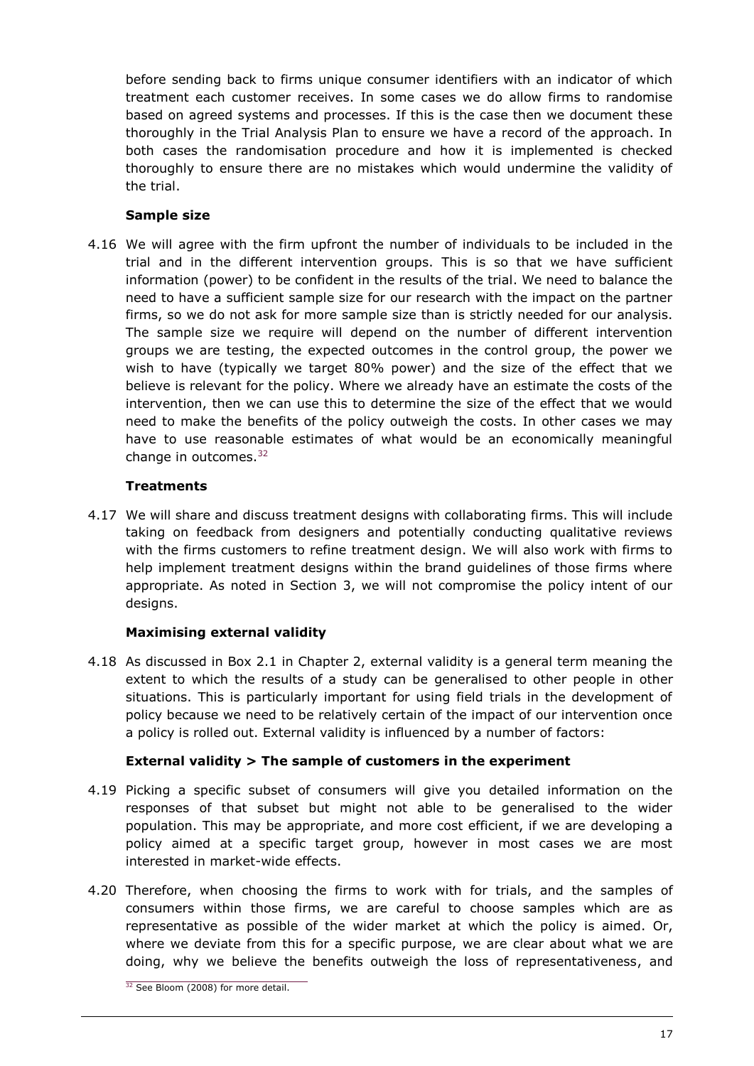before sending back to firms unique consumer identifiers with an indicator of which treatment each customer receives. In some cases we do allow firms to randomise based on agreed systems and processes. If this is the case then we document these thoroughly in the Trial Analysis Plan to ensure we have a record of the approach. In both cases the randomisation procedure and how it is implemented is checked thoroughly to ensure there are no mistakes which would undermine the validity of the trial.

**Sample size**

4.16 We will agree with the firm upfront the number of individuals to be included in the trial and in the different intervention groups. This is so that we have sufficient information (power) to be confident in the results of the trial. We need to balance the need to have a sufficient sample size for our research with the impact on the partner firms, so we do not ask for more sample size than is strictly needed for our analysis. The sample size we require will depend on the number of different intervention groups we are testing, the expected outcomes in the control group, the power we wish to have (typically we target 80% power) and the size of the effect that we believe is relevant for the policy. Where we already have an estimate the costs of the intervention, then we can use this to determine the size of the effect that we would need to make the benefits of the policy outweigh the costs. In other cases we may have to use reasonable estimates of what would be an economically meaningful change in outcomes.[32]

**Treatments**

4.17 We will share and discuss treatment designs with collaborating firms. This will include taking on feedback from designers and potentially conducting qualitative reviews with the firms customers to refine treatment design. We will also work with firms to help implement treatment designs within the brand guidelines of those firms where appropriate. As noted in Section 3, we will not compromise the policy intent of our designs.

**Maximising external validity**

4.18 As discussed in Box 2.1 in Chapter 2, external validity is a general term meaning the extent to which the results of a study can be generalised to other people in other situations. This is particularly important for using field trials in the development of policy because we need to be relatively certain of the impact of our intervention once a policy is rolled out. External validity is influenced by a number of factors:

**External validity > The sample of customers in the experiment**

4.19 Picking a specific subset of consumers will give you detailed information on the responses of that subset but might not able to be generalised to the wider population. This may be appropriate, and more cost efficient, if we are developing a policy aimed at a specific target group, however in most cases we are most interested in market-wide effects.

4.20 Therefore, when choosing the firms to work with for trials, and the samples of consumers within those firms, we are careful to choose samples which are as representative as possible of the wider market at which the policy is aimed. Or, where we deviate from this for a specific purpose, we are clear about what we are doing, why we believe the benefits outweigh the loss of representativeness, and

[32] See Bloom (2008) for more detail.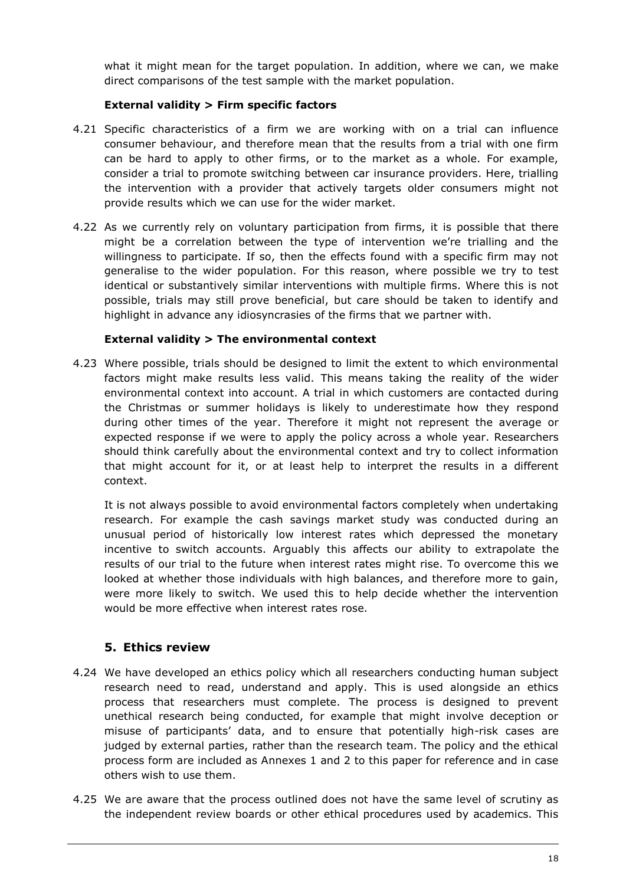what it might mean for the target population. In addition, where we can, we make direct comparisons of the test sample with the market population.

**External validity > Firm specific factors**

4.21 Specific characteristics of a firm we are working with on a trial can influence consumer behaviour, and therefore mean that the results from a trial with one firm can be hard to apply to other firms, or to the market as a whole. For example, consider a trial to promote switching between car insurance providers. Here, trialling the intervention with a provider that actively targets older consumers might not provide results which we can use for the wider market.

4.22 As we currently rely on voluntary participation from firms, it is possible that there might be a correlation between the type of intervention we're trialling and the willingness to participate. If so, then the effects found with a specific firm may not generalise to the wider population. For this reason, where possible we try to test identical or substantively similar interventions with multiple firms. Where this is not possible, trials may still prove beneficial, but care should be taken to identify and highlight in advance any idiosyncrasies of the firms that we partner with.

**External validity > The environmental context**

4.23 Where possible, trials should be designed to limit the extent to which environmental factors might make results less valid. This means taking the reality of the wider environmental context into account. A trial in which customers are contacted during the Christmas or summer holidays is likely to underestimate how they respond during other times of the year. Therefore it might not represent the average or expected response if we were to apply the policy across a whole year. Researchers should think carefully about the environmental context and try to collect information that might account for it, or at least help to interpret the results in a different context.

It is not always possible to avoid environmental factors completely when undertaking research. For example the cash savings market study was conducted during an unusual period of historically low interest rates which depressed the monetary incentive to switch accounts. Arguably this affects our ability to extrapolate the results of our trial to the future when interest rates might rise. To overcome this we looked at whether those individuals with high balances, and therefore more to gain, were more likely to switch. We used this to help decide whether the intervention would be more effective when interest rates rose.

## 5. Ethics review

4.24 We have developed an ethics policy which all researchers conducting human subject research need to read, understand and apply. This is used alongside an ethics process that researchers must complete. The process is designed to prevent unethical research being conducted, for example that might involve deception or misuse of participants' data, and to ensure that potentially high-risk cases are judged by external parties, rather than the research team. The policy and the ethical process form are included as Annexes 1 and 2 to this paper for reference and in case others wish to use them.

4.25 We are aware that the process outlined does not have the same level of scrutiny as the independent review boards or other ethical procedures used by academics. This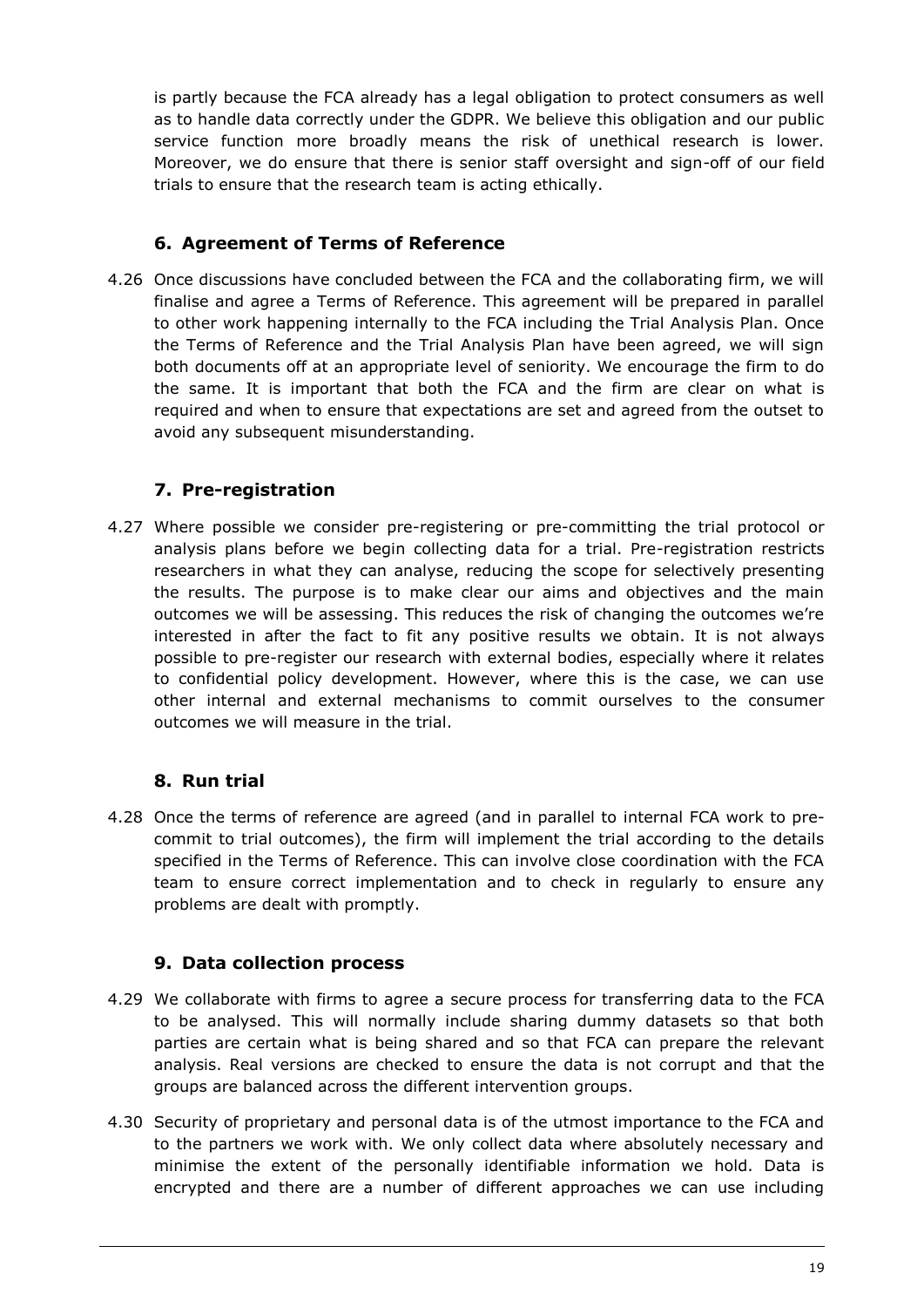is partly because the FCA already has a legal obligation to protect consumers as well as to handle data correctly under the GDPR. We believe this obligation and our public service function more broadly means the risk of unethical research is lower. Moreover, we do ensure that there is senior staff oversight and sign-off of our field trials to ensure that the research team is acting ethically.

### 6. Agreement of Terms of Reference

4.26 Once discussions have concluded between the FCA and the collaborating firm, we will finalise and agree a Terms of Reference. This agreement will be prepared in parallel to other work happening internally to the FCA including the Trial Analysis Plan. Once the Terms of Reference and the Trial Analysis Plan have been agreed, we will sign both documents off at an appropriate level of seniority. We encourage the firm to do the same. It is important that both the FCA and the firm are clear on what is required and when to ensure that expectations are set and agreed from the outset to avoid any subsequent misunderstanding.

### 7. Pre-registration

4.27 Where possible we consider pre-registering or pre-committing the trial protocol or analysis plans before we begin collecting data for a trial. Pre-registration restricts researchers in what they can analyse, reducing the scope for selectively presenting the results. The purpose is to make clear our aims and objectives and the main outcomes we will be assessing. This reduces the risk of changing the outcomes we're interested in after the fact to fit any positive results we obtain. It is not always possible to pre-register our research with external bodies, especially where it relates to confidential policy development. However, where this is the case, we can use other internal and external mechanisms to commit ourselves to the consumer outcomes we will measure in the trial.

### 8. Run trial

4.28 Once the terms of reference are agreed (and in parallel to internal FCA work to pre-commit to trial outcomes), the firm will implement the trial according to the details specified in the Terms of Reference. This can involve close coordination with the FCA team to ensure correct implementation and to check in regularly to ensure any problems are dealt with promptly.

### 9. Data collection process

4.29 We collaborate with firms to agree a secure process for transferring data to the FCA to be analysed. This will normally include sharing dummy datasets so that both parties are certain what is being shared and so that FCA can prepare the relevant analysis. Real versions are checked to ensure the data is not corrupt and that the groups are balanced across the different intervention groups.

4.30 Security of proprietary and personal data is of the utmost importance to the FCA and to the partners we work with. We only collect data where absolutely necessary and minimise the extent of the personally identifiable information we hold. Data is encrypted and there are a number of different approaches we can use including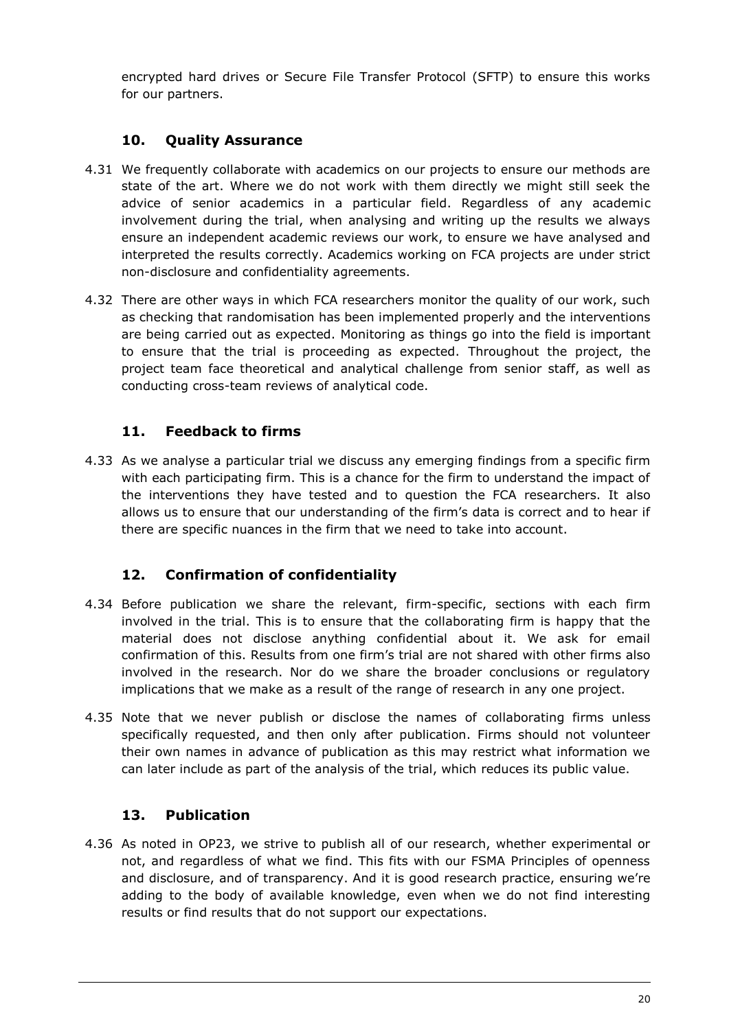encrypted hard drives or Secure File Transfer Protocol (SFTP) to ensure this works for our partners.

### 10. Quality Assurance

4.31 We frequently collaborate with academics on our projects to ensure our methods are state of the art. Where we do not work with them directly we might still seek the advice of senior academics in a particular field. Regardless of any academic involvement during the trial, when analysing and writing up the results we always ensure an independent academic reviews our work, to ensure we have analysed and interpreted the results correctly. Academics working on FCA projects are under strict non-disclosure and confidentiality agreements.

4.32 There are other ways in which FCA researchers monitor the quality of our work, such as checking that randomisation has been implemented properly and the interventions are being carried out as expected. Monitoring as things go into the field is important to ensure that the trial is proceeding as expected. Throughout the project, the project team face theoretical and analytical challenge from senior staff, as well as conducting cross-team reviews of analytical code.

### 11. Feedback to firms

4.33 As we analyse a particular trial we discuss any emerging findings from a specific firm with each participating firm. This is a chance for the firm to understand the impact of the interventions they have tested and to question the FCA researchers. It also allows us to ensure that our understanding of the firm's data is correct and to hear if there are specific nuances in the firm that we need to take into account.

### 12. Confirmation of confidentiality

4.34 Before publication we share the relevant, firm-specific, sections with each firm involved in the trial. This is to ensure that the collaborating firm is happy that the material does not disclose anything confidential about it. We ask for email confirmation of this. Results from one firm's trial are not shared with other firms also involved in the research. Nor do we share the broader conclusions or regulatory implications that we make as a result of the range of research in any one project.

4.35 Note that we never publish or disclose the names of collaborating firms unless specifically requested, and then only after publication. Firms should not volunteer their own names in advance of publication as this may restrict what information we can later include as part of the analysis of the trial, which reduces its public value.

### 13. Publication

4.36 As noted in OP23, we strive to publish all of our research, whether experimental or not, and regardless of what we find. This fits with our FSMA Principles of openness and disclosure, and of transparency. And it is good research practice, ensuring we're adding to the body of available knowledge, even when we do not find interesting results or find results that do not support our expectations.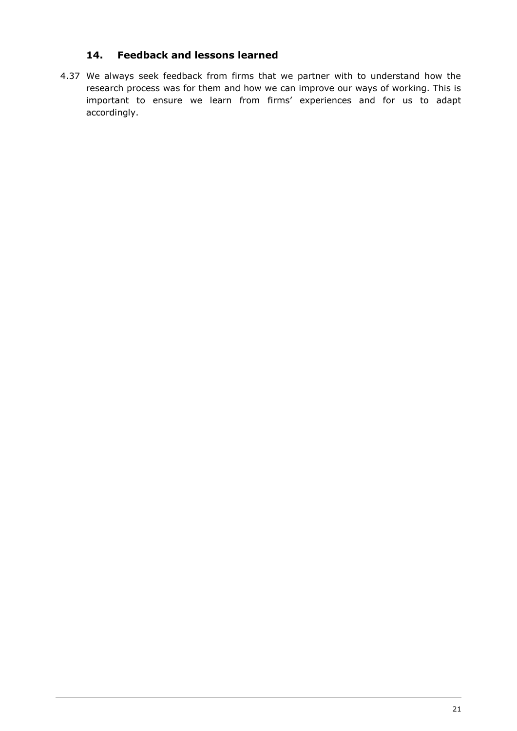## 14. Feedback and lessons learned

4.37 We always seek feedback from firms that we partner with to understand how the research process was for them and how we can improve our ways of working. This is important to ensure we learn from firms' experiences and for us to adapt accordingly.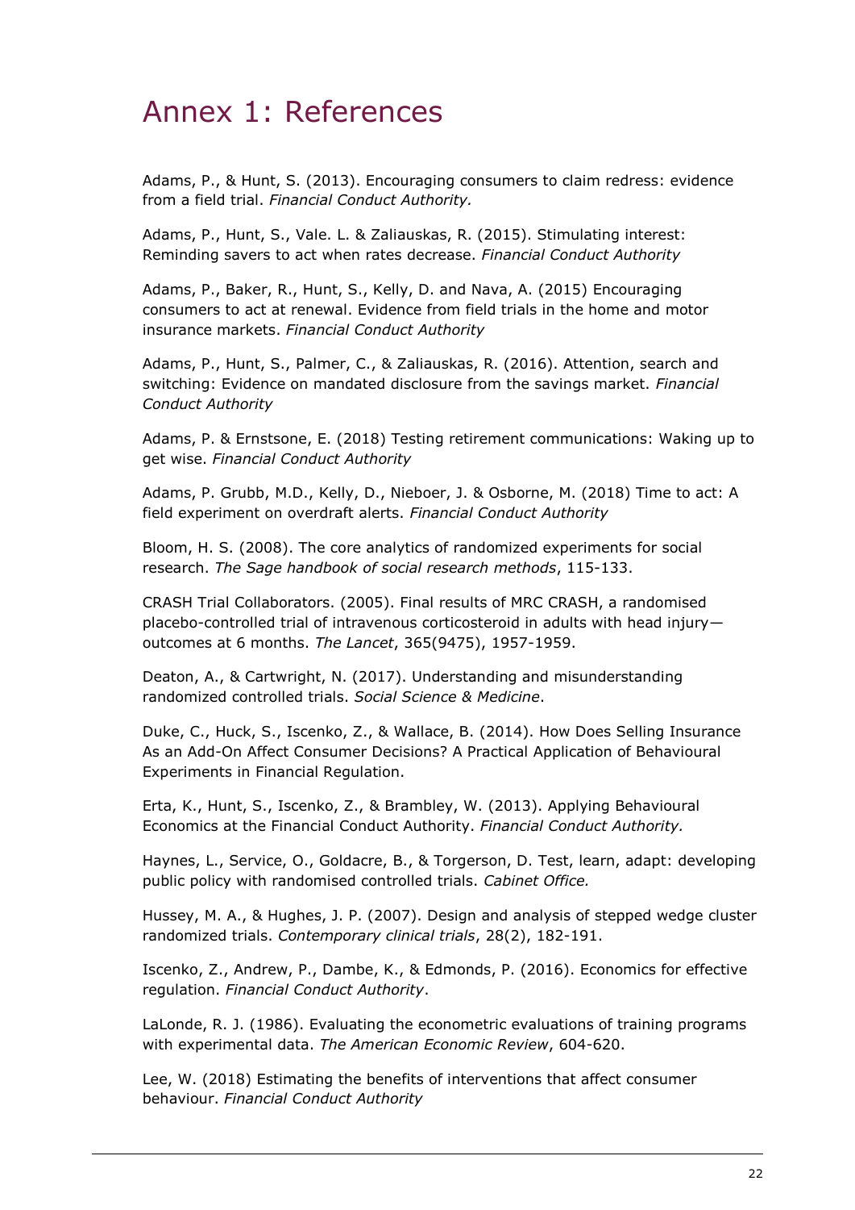# Annex 1: References

Adams, P., & Hunt, S. (2013). Encouraging consumers to claim redress: evidence from a field trial. *Financial Conduct Authority.*

Adams, P., Hunt, S., Vale. L. & Zaliauskas, R. (2015). Stimulating interest: Reminding savers to act when rates decrease. *Financial Conduct Authority*

Adams, P., Baker, R., Hunt, S., Kelly, D. and Nava, A. (2015) Encouraging consumers to act at renewal. Evidence from field trials in the home and motor insurance markets. *Financial Conduct Authority*

Adams, P., Hunt, S., Palmer, C., & Zaliauskas, R. (2016). Attention, search and switching: Evidence on mandated disclosure from the savings market. *Financial Conduct Authority*

Adams, P. & Ernstsone, E. (2018) Testing retirement communications: Waking up to get wise. *Financial Conduct Authority*

Adams, P. Grubb, M.D., Kelly, D., Nieboer, J. & Osborne, M. (2018) Time to act: A field experiment on overdraft alerts. *Financial Conduct Authority*

Bloom, H. S. (2008). The core analytics of randomized experiments for social research. *The Sage handbook of social research methods*, 115-133.

CRASH Trial Collaborators. (2005). Final results of MRC CRASH, a randomised placebo-controlled trial of intravenous corticosteroid in adults with head injury—outcomes at 6 months. *The Lancet*, 365(9475), 1957-1959.

Deaton, A., & Cartwright, N. (2017). Understanding and misunderstanding randomized controlled trials. *Social Science & Medicine*.

Duke, C., Huck, S., Iscenko, Z., & Wallace, B. (2014). How Does Selling Insurance As an Add-On Affect Consumer Decisions? A Practical Application of Behavioural Experiments in Financial Regulation.

Erta, K., Hunt, S., Iscenko, Z., & Brambley, W. (2013). Applying Behavioural Economics at the Financial Conduct Authority. *Financial Conduct Authority.*

Haynes, L., Service, O., Goldacre, B., & Torgerson, D. Test, learn, adapt: developing public policy with randomised controlled trials. *Cabinet Office.*

Hussey, M. A., & Hughes, J. P. (2007). Design and analysis of stepped wedge cluster randomized trials. *Contemporary clinical trials*, 28(2), 182-191.

Iscenko, Z., Andrew, P., Dambe, K., & Edmonds, P. (2016). Economics for effective regulation. *Financial Conduct Authority*.

LaLonde, R. J. (1986). Evaluating the econometric evaluations of training programs with experimental data. *The American Economic Review*, 604-620.

Lee, W. (2018) Estimating the benefits of interventions that affect consumer behaviour. *Financial Conduct Authority*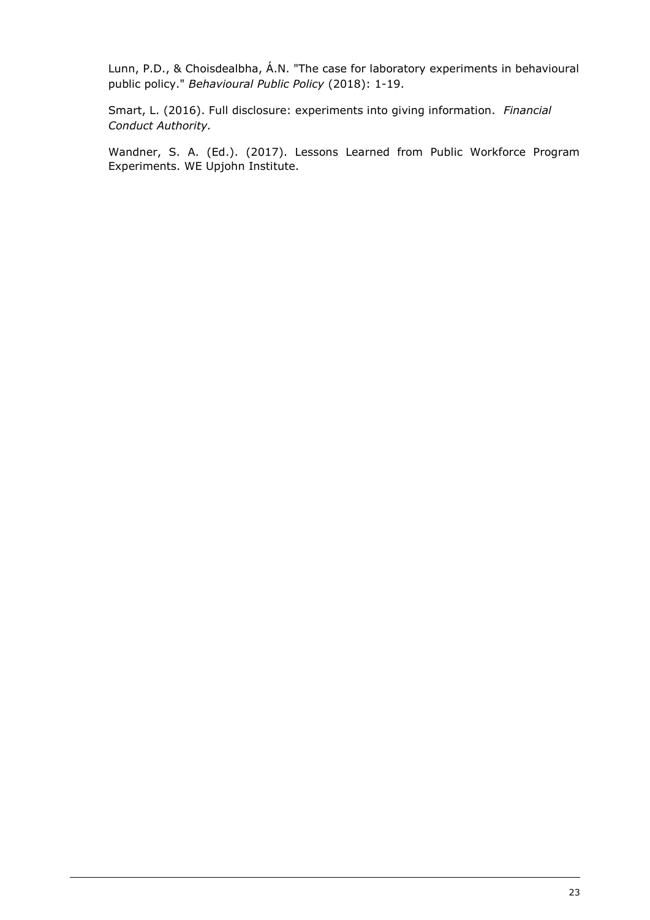Lunn, P.D., & Choisdealbha, Á.N. "The case for laboratory experiments in behavioural public policy." *Behavioural Public Policy* (2018): 1-19.

Smart, L. (2016). Full disclosure: experiments into giving information. *Financial Conduct Authority.*

Wandner, S. A. (Ed.). (2017). Lessons Learned from Public Workforce Program Experiments. WE Upjohn Institute.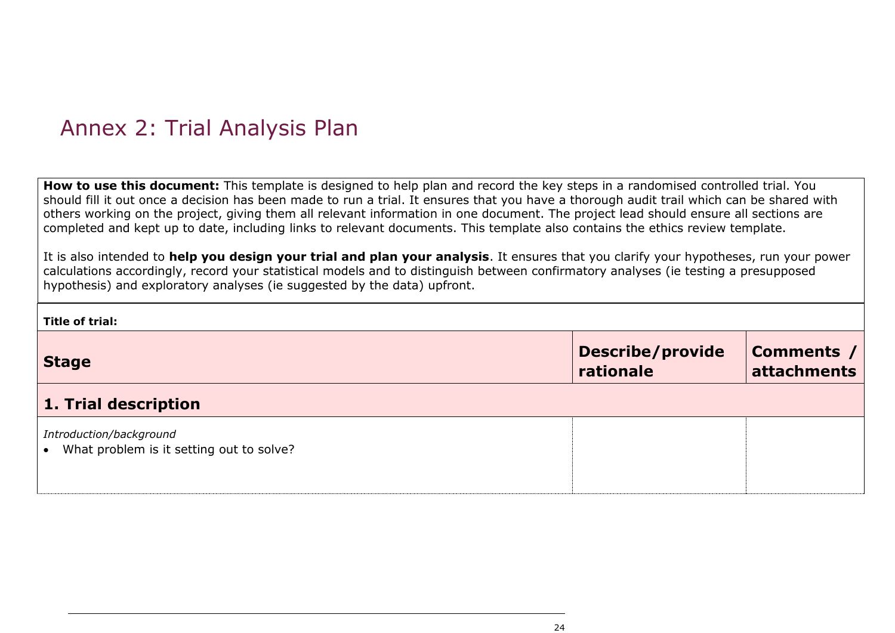# Annex 2: Trial Analysis Plan

**How to use this document:** This template is designed to help plan and record the key steps in a randomised controlled trial. You should fill it out once a decision has been made to run a trial. It ensures that you have a thorough audit trail which can be shared with others working on the project, giving them all relevant information in one document. The project lead should ensure all sections are completed and kept up to date, including links to relevant documents. This template also contains the ethics review template.

It is also intended to **help you design your trial and plan your analysis**. It ensures that you clarify your hypotheses, run your power calculations accordingly, record your statistical models and to distinguish between confirmatory analyses (ie testing a presupposed hypothesis) and exploratory analyses (ie suggested by the data) upfront.

**Title of trial:**

| **Stage** | **Describe/provide rationale** | **Comments / attachments** |
|---|---|---|
| **1. Trial description** | | |
| *Introduction/background*<br>• What problem is it setting out to solve? | | |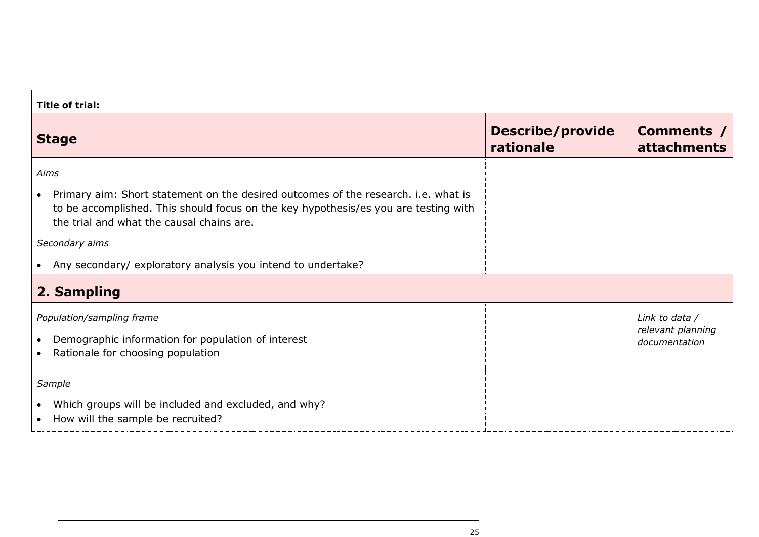**Title of trial:**

| Stage | Describe/provide rationale | Comments / attachments |
|---|---|---|
| *Aims*<br><br>• Primary aim: Short statement on the desired outcomes of the research. i.e. what is to be accomplished. This should focus on the key hypothesis/es you are testing with the trial and what the causal chains are.<br><br>*Secondary aims*<br><br>• Any secondary/ exploratory analysis you intend to undertake? | | |
| **2. Sampling** | | |
| *Population/sampling frame*<br><br>• Demographic information for population of interest<br>• Rationale for choosing population | | *Link to data / relevant planning documentation* |
| *Sample*<br><br>• Which groups will be included and excluded, and why?<br>• How will the sample be recruited? | | |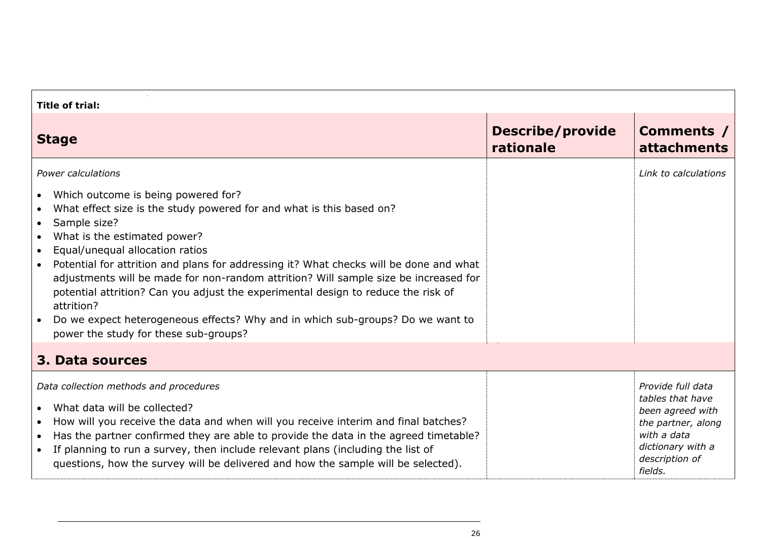**Title of trial:**

| Stage | Describe/provide rationale | Comments / attachments |
|---|---|---|
| *Power calculations*<br><br>• Which outcome is being powered for?<br>• What effect size is the study powered for and what is this based on?<br>• Sample size?<br>• What is the estimated power?<br>• Equal/unequal allocation ratios<br>• Potential for attrition and plans for addressing it? What checks will be done and what adjustments will be made for non-random attrition? Will sample size be increased for potential attrition? Can you adjust the experimental design to reduce the risk of attrition?<br>• Do we expect heterogeneous effects? Why and in which sub-groups? Do we want to power the study for these sub-groups? | | *Link to calculations* |
| **3. Data sources** | | |
| *Data collection methods and procedures*<br><br>• What data will be collected?<br>• How will you receive the data and when will you receive interim and final batches?<br>• Has the partner confirmed they are able to provide the data in the agreed timetable?<br>• If planning to run a survey, then include relevant plans (including the list of questions, how the survey will be delivered and how the sample will be selected). | | *Provide full data tables that have been agreed with the partner, along with a data dictionary with a description of fields.* |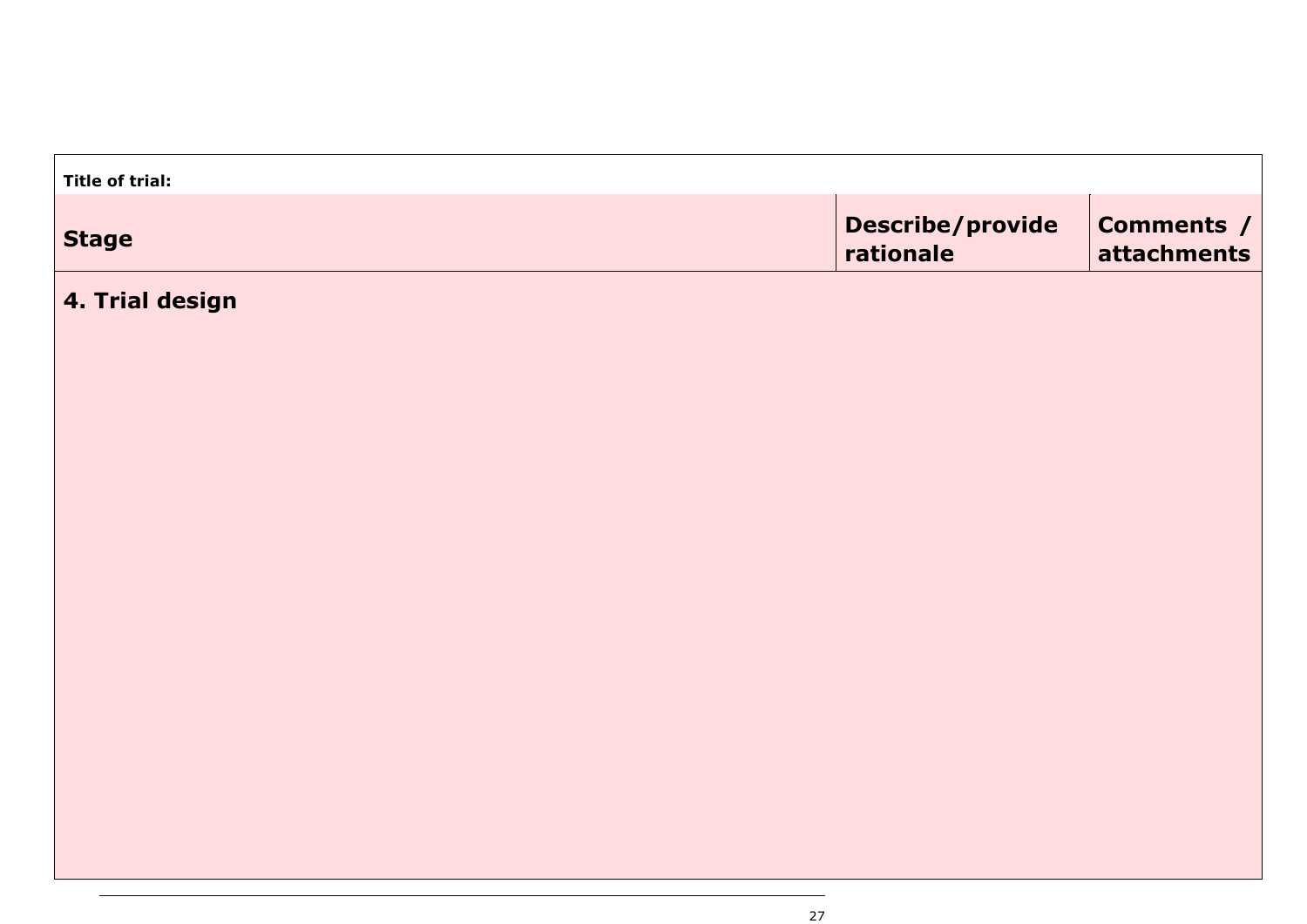**Title of trial:**

| Stage | Describe/provide rationale | Comments / attachments |
|---|---|---|
| **4. Trial design** | | |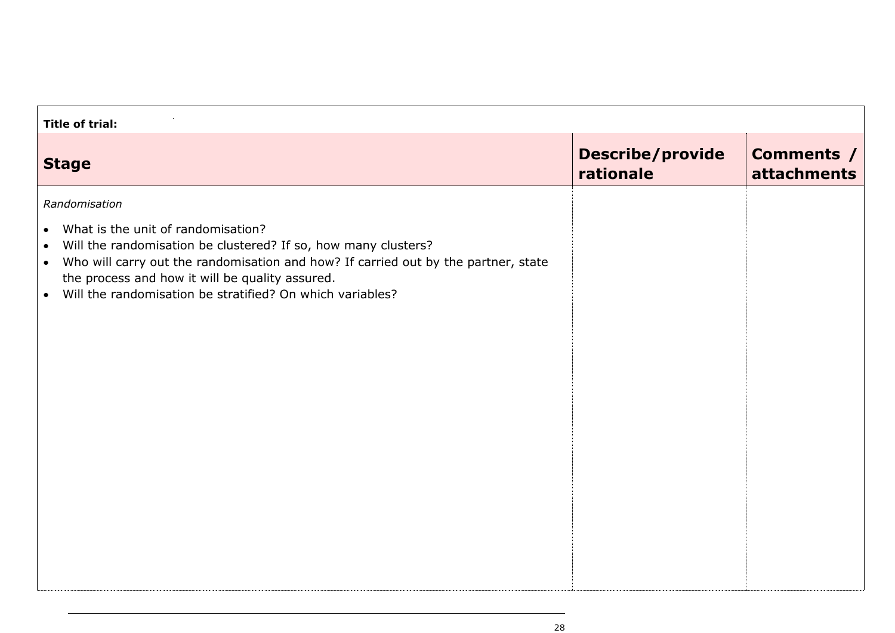**Title of trial:**

| Stage | Describe/provide rationale | Comments / attachments |
|---|---|---|
| *Randomisation*<br><br>• What is the unit of randomisation?<br>• Will the randomisation be clustered? If so, how many clusters?<br>• Who will carry out the randomisation and how? If carried out by the partner, state the process and how it will be quality assured.<br>• Will the randomisation be stratified? On which variables? | | |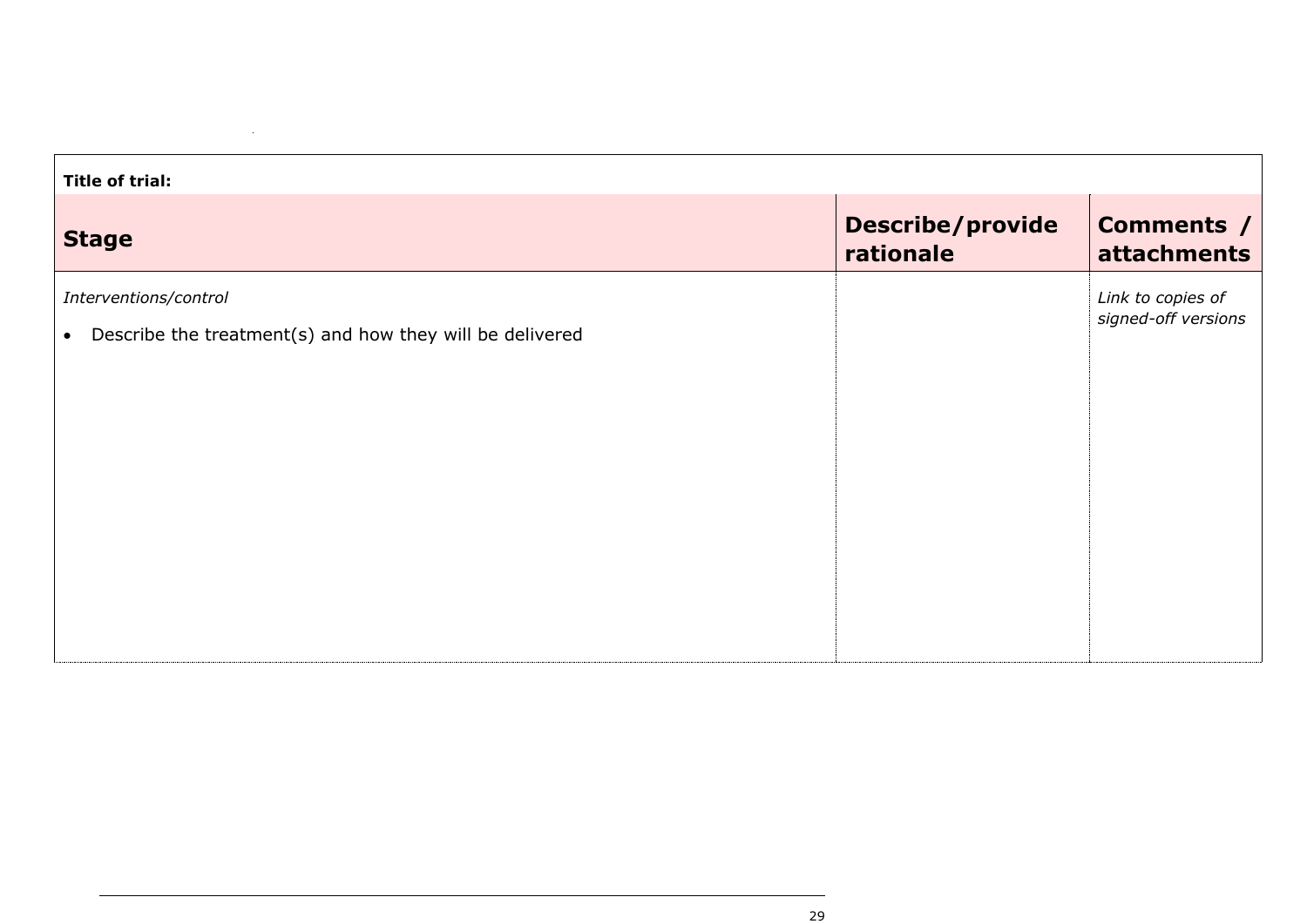**Title of trial:**

| Stage | Describe/provide rationale | Comments / attachments |
| --- | --- | --- |
| *Interventions/control*<br>• Describe the treatment(s) and how they will be delivered | | *Link to copies of signed-off versions* |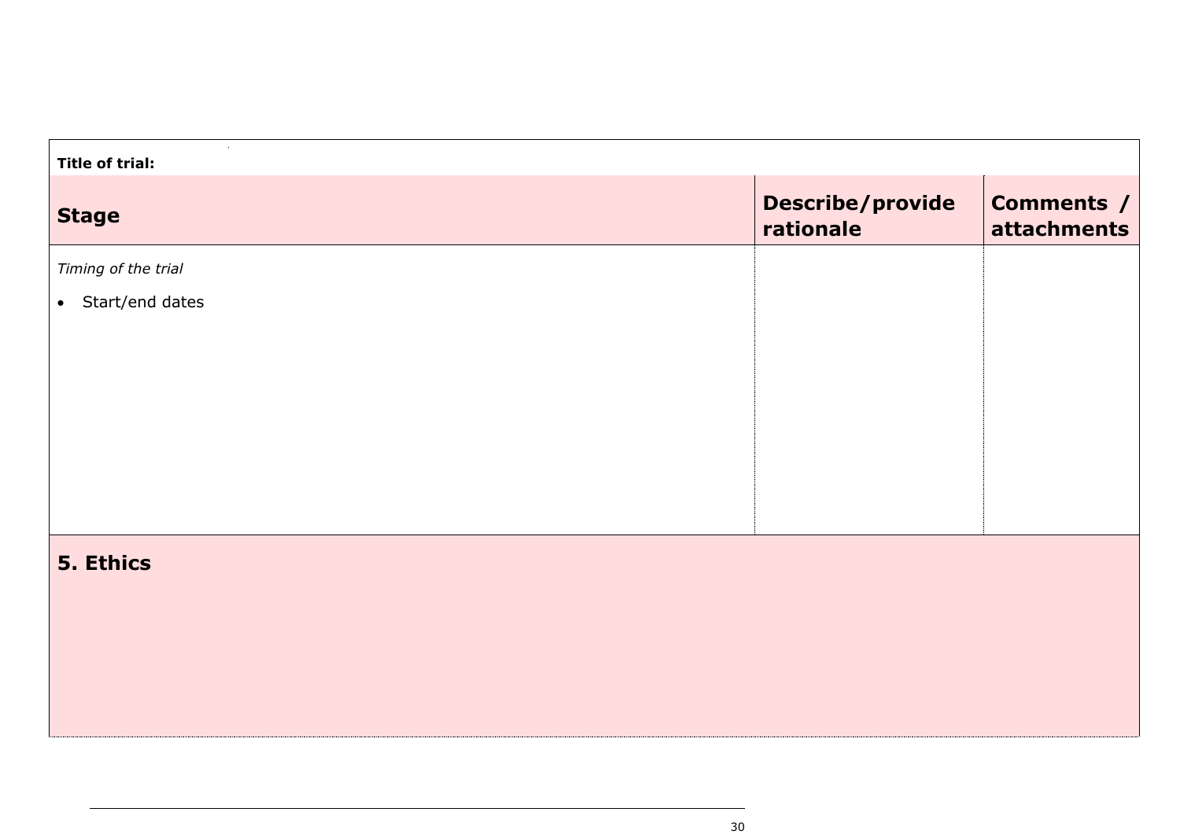**Title of trial:**

| Stage | Describe/provide rationale | Comments / attachments |
|---|---|---|
| *Timing of the trial*<br>• Start/end dates | | |

## 5. Ethics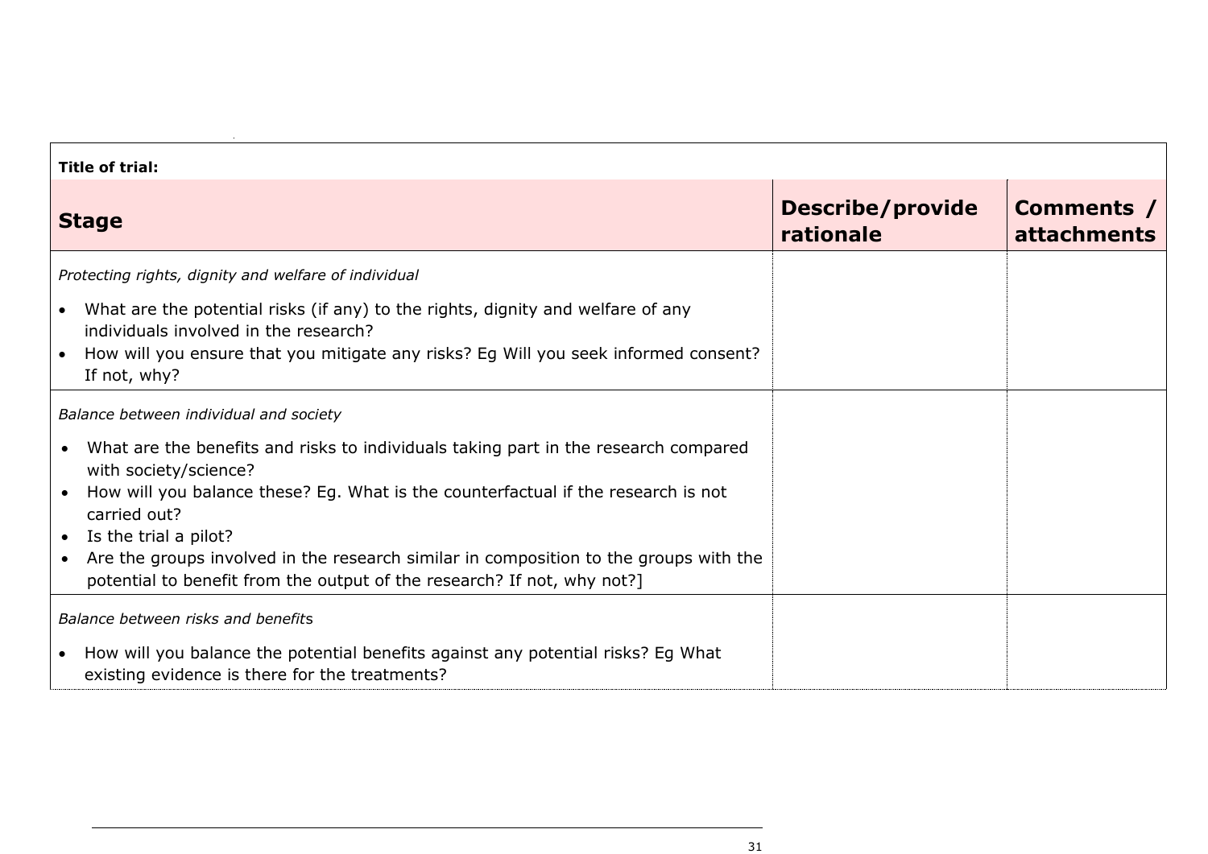**Title of trial:**

| Stage | Describe/provide rationale | Comments / attachments |
|---|---|---|
| *Protecting rights, dignity and welfare of individual*<br>• What are the potential risks (if any) to the rights, dignity and welfare of any individuals involved in the research?<br>• How will you ensure that you mitigate any risks? Eg Will you seek informed consent? If not, why? | | |
| *Balance between individual and society*<br>• What are the benefits and risks to individuals taking part in the research compared with society/science?<br>• How will you balance these? Eg. What is the counterfactual if the research is not carried out?<br>• Is the trial a pilot?<br>• Are the groups involved in the research similar in composition to the groups with the potential to benefit from the output of the research? If not, why not?] | | |
| *Balance between risks and benefits*<br>• How will you balance the potential benefits against any potential risks? Eg What existing evidence is there for the treatments? | | |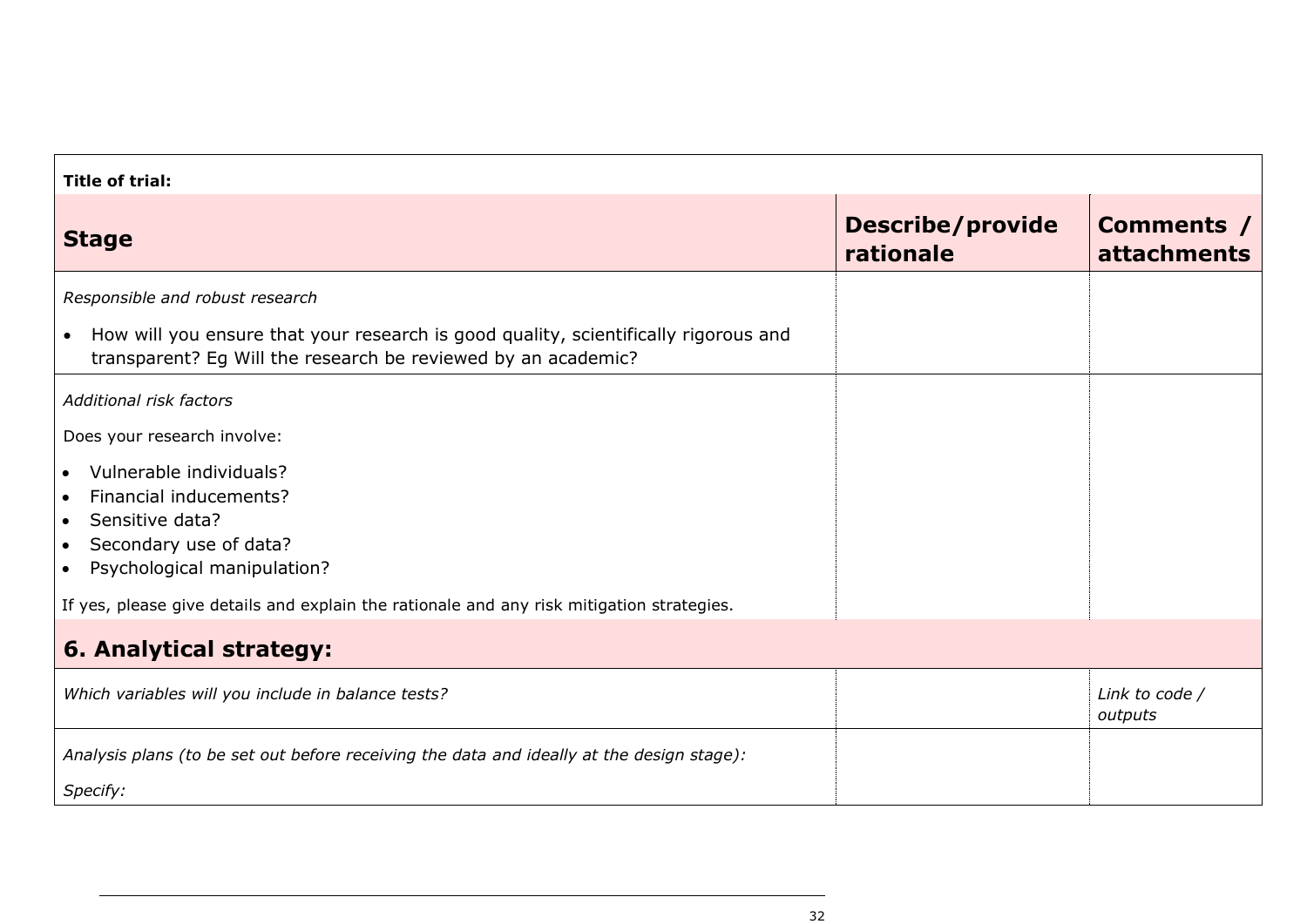**Title of trial:**

| Stage | Describe/provide rationale | Comments / attachments |
|---|---|---|
| *Responsible and robust research*<br><br>• How will you ensure that your research is good quality, scientifically rigorous and transparent? Eg Will the research be reviewed by an academic? | | |
| *Additional risk factors*<br><br>Does your research involve:<br><br>• Vulnerable individuals?<br>• Financial inducements?<br>• Sensitive data?<br>• Secondary use of data?<br>• Psychological manipulation?<br><br>If yes, please give details and explain the rationale and any risk mitigation strategies. | | |
| **6. Analytical strategy:** | | |
| *Which variables will you include in balance tests?* | | *Link to code / outputs* |
| *Analysis plans (to be set out before receiving the data and ideally at the design stage):*<br><br>*Specify:* | | |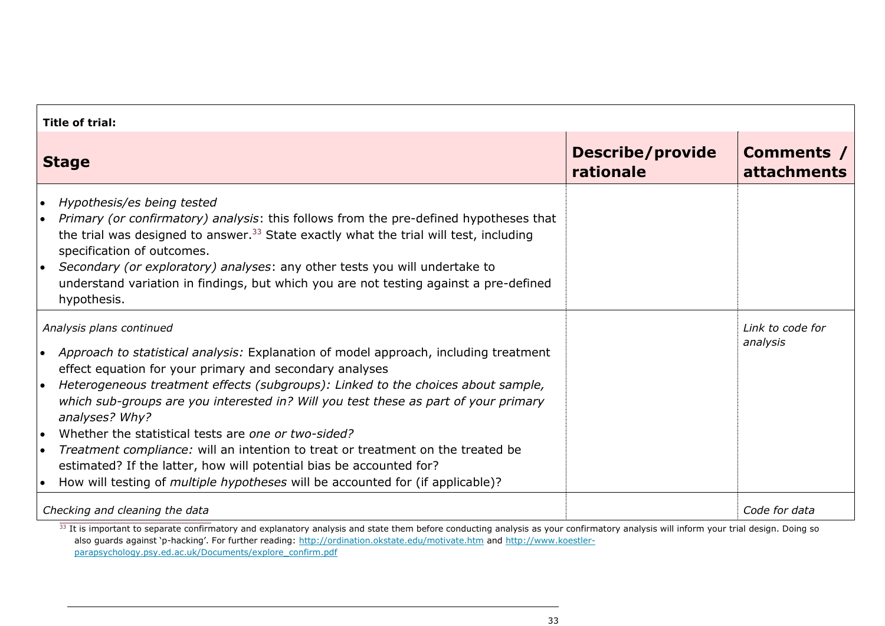| **Title of trial:** | | |
|---|---|---|
| **Stage** | **Describe/provide rationale** | **Comments / attachments** |
| • *Hypothesis/es being tested*<br>• *Primary (or confirmatory) analysis*: this follows from the pre-defined hypotheses that the trial was designed to answer.[33] State exactly what the trial will test, including specification of outcomes.<br>• *Secondary (or exploratory) analyses*: any other tests you will undertake to understand variation in findings, but which you are not testing against a pre-defined hypothesis. | | |
| *Analysis plans continued*<br>• *Approach to statistical analysis:* Explanation of model approach, including treatment effect equation for your primary and secondary analyses<br>• *Heterogeneous treatment effects (subgroups): Linked to the choices about sample, which sub-groups are you interested in? Will you test these as part of your primary analyses? Why?*<br>• Whether the statistical tests are *one or two-sided?*<br>• *Treatment compliance:* will an intention to treat or treatment on the treated be estimated? If the latter, how will potential bias be accounted for?<br>• How will testing of *multiple hypotheses* will be accounted for (if applicable)? | | *Link to code for analysis* |
| *Checking and cleaning the data* | | *Code for data* |

[33] It is important to separate confirmatory and explanatory analysis and state them before conducting analysis as your confirmatory analysis will inform your trial design. Doing so also guards against 'p-hacking'. For further reading: http://ordination.okstate.edu/motivate.htm and http://www.koestler-parapsychology.psy.ed.ac.uk/Documents/explore_confirm.pdf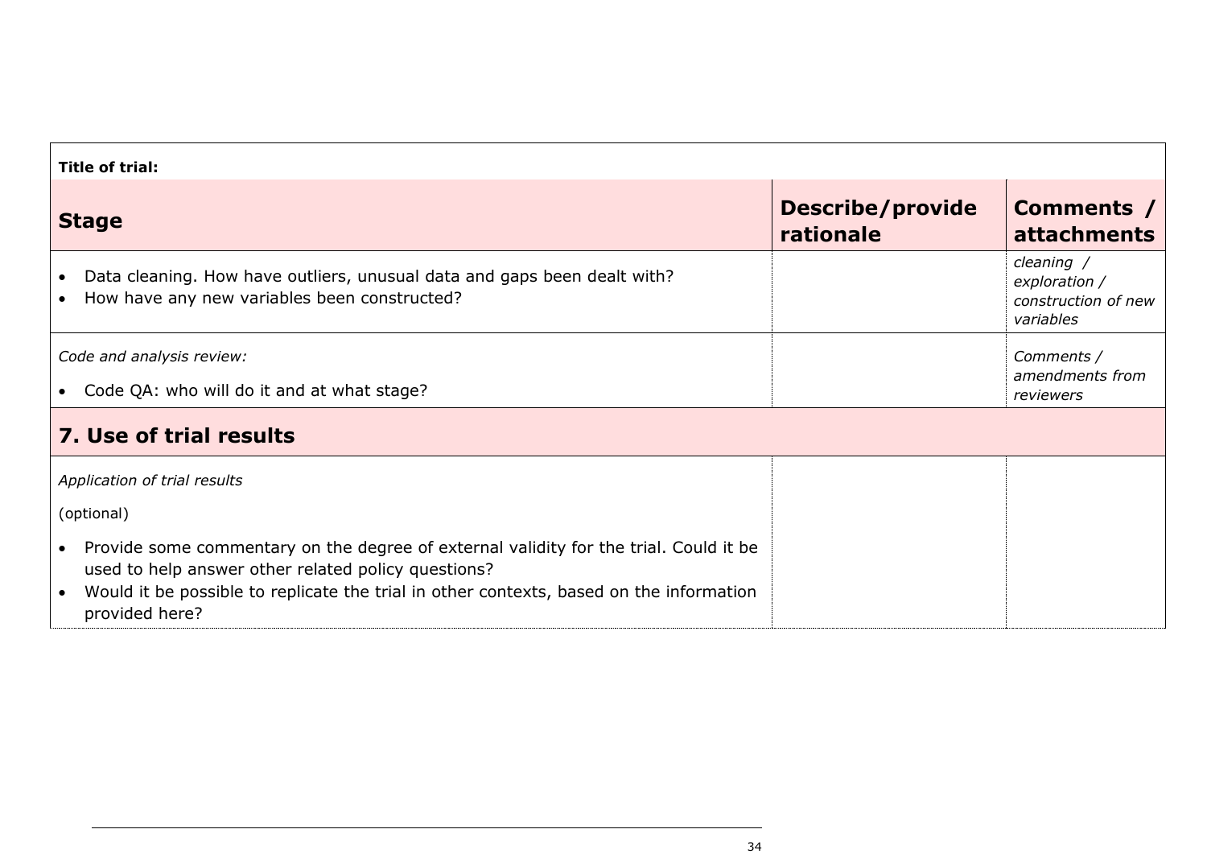| **Title of trial:** | | |
|---|---|---|
| **Stage** | **Describe/provide rationale** | **Comments / attachments** |
| • Data cleaning. How have outliers, unusual data and gaps been dealt with?<br>• How have any new variables been constructed? | | *cleaning / exploration / construction of new variables* |
| *Code and analysis review:*<br>• Code QA: who will do it and at what stage? | | *Comments / amendments from reviewers* |
| **7. Use of trial results** | | |
| *Application of trial results*<br>(optional)<br>• Provide some commentary on the degree of external validity for the trial. Could it be used to help answer other related policy questions?<br>• Would it be possible to replicate the trial in other contexts, based on the information provided here? | | |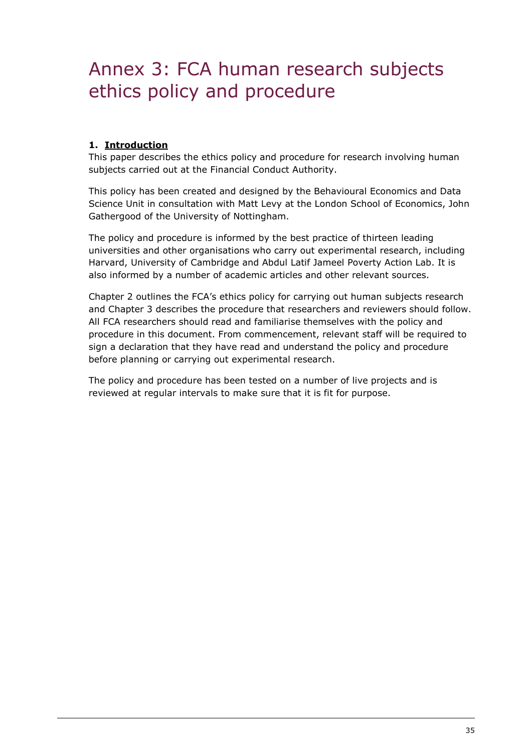# Annex 3: FCA human research subjects ethics policy and procedure

## 1. Introduction

This paper describes the ethics policy and procedure for research involving human subjects carried out at the Financial Conduct Authority.

This policy has been created and designed by the Behavioural Economics and Data Science Unit in consultation with Matt Levy at the London School of Economics, John Gathergood of the University of Nottingham.

The policy and procedure is informed by the best practice of thirteen leading universities and other organisations who carry out experimental research, including Harvard, University of Cambridge and Abdul Latif Jameel Poverty Action Lab. It is also informed by a number of academic articles and other relevant sources.

Chapter 2 outlines the FCA's ethics policy for carrying out human subjects research and Chapter 3 describes the procedure that researchers and reviewers should follow. All FCA researchers should read and familiarise themselves with the policy and procedure in this document. From commencement, relevant staff will be required to sign a declaration that they have read and understand the policy and procedure before planning or carrying out experimental research.

The policy and procedure has been tested on a number of live projects and is reviewed at regular intervals to make sure that it is fit for purpose.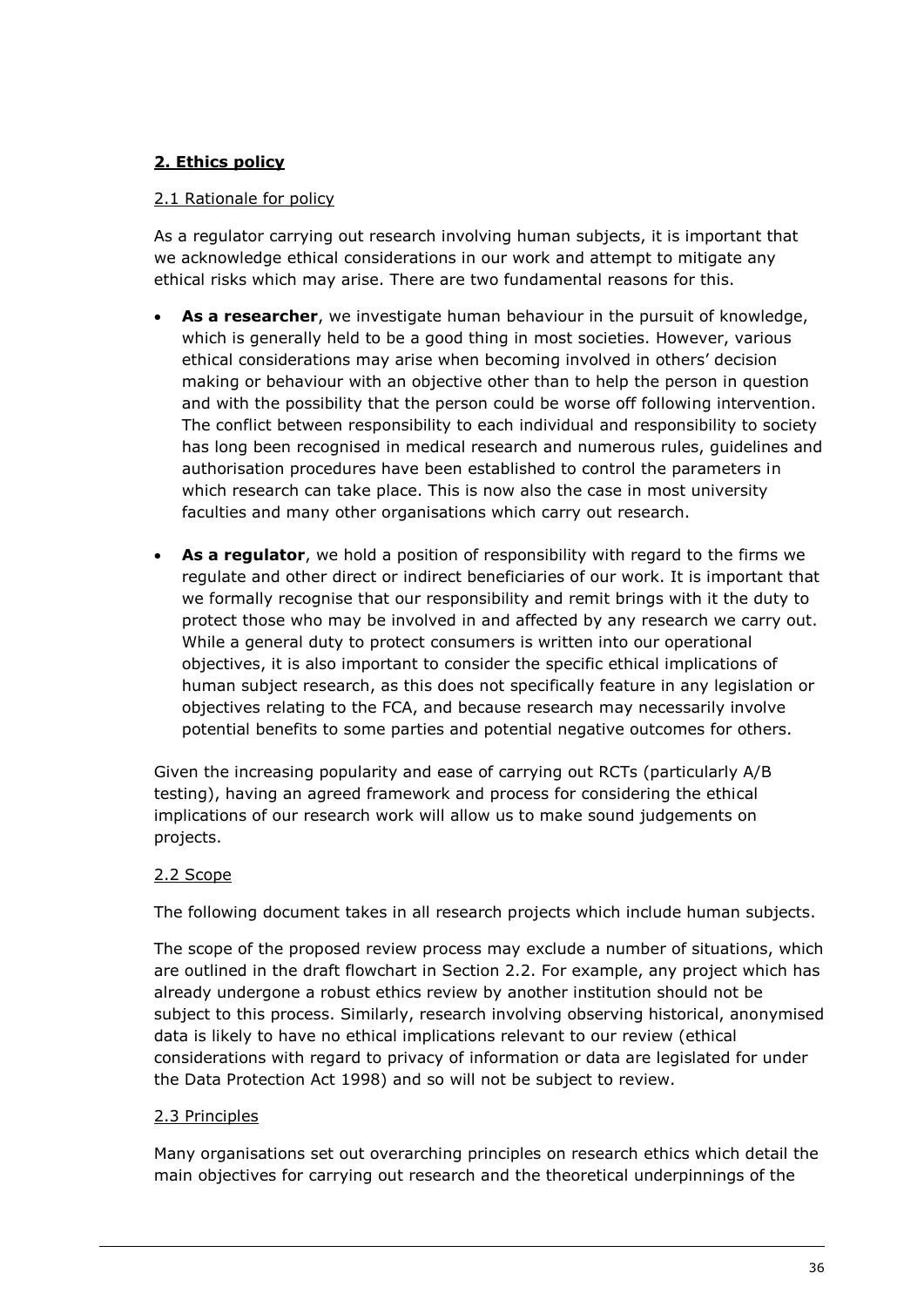## **2. Ethics policy**

### 2.1 Rationale for policy

As a regulator carrying out research involving human subjects, it is important that we acknowledge ethical considerations in our work and attempt to mitigate any ethical risks which may arise. There are two fundamental reasons for this.

- **As a researcher**, we investigate human behaviour in the pursuit of knowledge, which is generally held to be a good thing in most societies. However, various ethical considerations may arise when becoming involved in others' decision making or behaviour with an objective other than to help the person in question and with the possibility that the person could be worse off following intervention. The conflict between responsibility to each individual and responsibility to society has long been recognised in medical research and numerous rules, guidelines and authorisation procedures have been established to control the parameters in which research can take place. This is now also the case in most university faculties and many other organisations which carry out research.

- **As a regulator**, we hold a position of responsibility with regard to the firms we regulate and other direct or indirect beneficiaries of our work. It is important that we formally recognise that our responsibility and remit brings with it the duty to protect those who may be involved in and affected by any research we carry out. While a general duty to protect consumers is written into our operational objectives, it is also important to consider the specific ethical implications of human subject research, as this does not specifically feature in any legislation or objectives relating to the FCA, and because research may necessarily involve potential benefits to some parties and potential negative outcomes for others.

Given the increasing popularity and ease of carrying out RCTs (particularly A/B testing), having an agreed framework and process for considering the ethical implications of our research work will allow us to make sound judgements on projects.

### 2.2 Scope

The following document takes in all research projects which include human subjects.

The scope of the proposed review process may exclude a number of situations, which are outlined in the draft flowchart in Section 2.2. For example, any project which has already undergone a robust ethics review by another institution should not be subject to this process. Similarly, research involving observing historical, anonymised data is likely to have no ethical implications relevant to our review (ethical considerations with regard to privacy of information or data are legislated for under the Data Protection Act 1998) and so will not be subject to review.

### 2.3 Principles

Many organisations set out overarching principles on research ethics which detail the main objectives for carrying out research and the theoretical underpinnings of the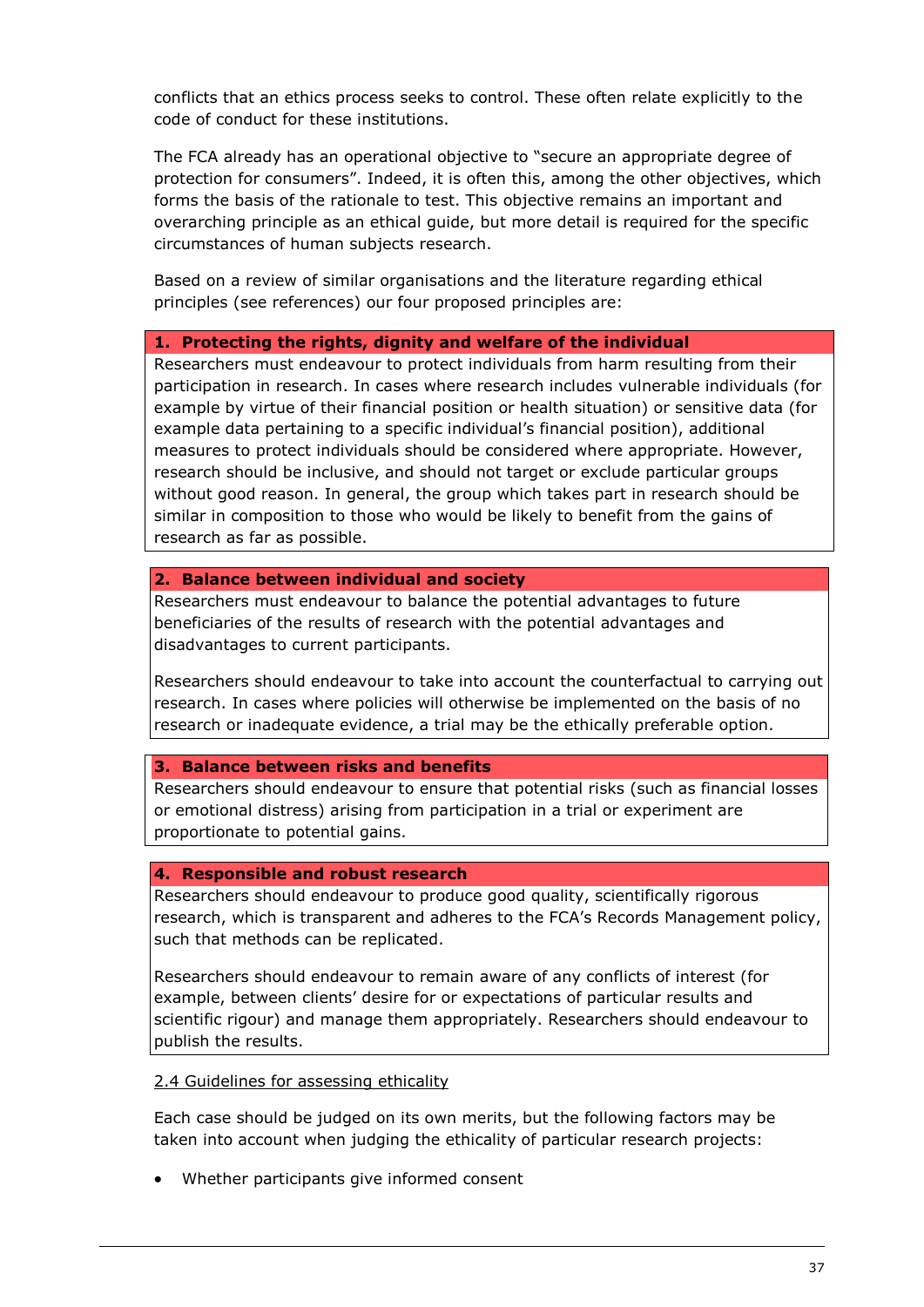conflicts that an ethics process seeks to control. These often relate explicitly to the code of conduct for these institutions.

The FCA already has an operational objective to "secure an appropriate degree of protection for consumers". Indeed, it is often this, among the other objectives, which forms the basis of the rationale to test. This objective remains an important and overarching principle as an ethical guide, but more detail is required for the specific circumstances of human subjects research.

Based on a review of similar organisations and the literature regarding ethical principles (see references) our four proposed principles are:

**1. Protecting the rights, dignity and welfare of the individual**

Researchers must endeavour to protect individuals from harm resulting from their participation in research. In cases where research includes vulnerable individuals (for example by virtue of their financial position or health situation) or sensitive data (for example data pertaining to a specific individual's financial position), additional measures to protect individuals should be considered where appropriate. However, research should be inclusive, and should not target or exclude particular groups without good reason. In general, the group which takes part in research should be similar in composition to those who would be likely to benefit from the gains of research as far as possible.

**2. Balance between individual and society**

Researchers must endeavour to balance the potential advantages to future beneficiaries of the results of research with the potential advantages and disadvantages to current participants.

Researchers should endeavour to take into account the counterfactual to carrying out research. In cases where policies will otherwise be implemented on the basis of no research or inadequate evidence, a trial may be the ethically preferable option.

**3. Balance between risks and benefits**

Researchers should endeavour to ensure that potential risks (such as financial losses or emotional distress) arising from participation in a trial or experiment are proportionate to potential gains.

**4. Responsible and robust research**

Researchers should endeavour to produce good quality, scientifically rigorous research, which is transparent and adheres to the FCA's Records Management policy, such that methods can be replicated.

Researchers should endeavour to remain aware of any conflicts of interest (for example, between clients' desire for or expectations of particular results and scientific rigour) and manage them appropriately. Researchers should endeavour to publish the results.

### 2.4 Guidelines for assessing ethicality

Each case should be judged on its own merits, but the following factors may be taken into account when judging the ethicality of particular research projects:

- Whether participants give informed consent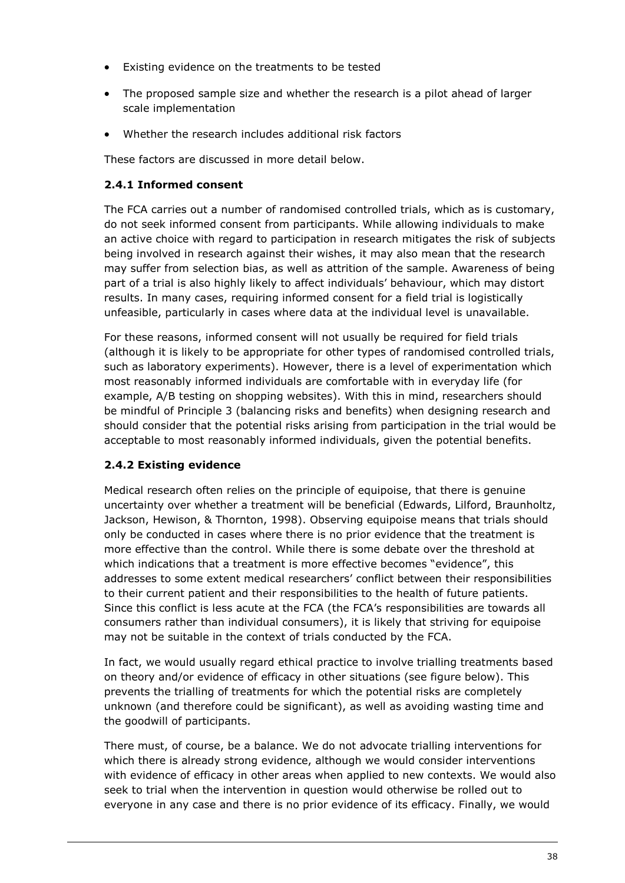- Existing evidence on the treatments to be tested
- The proposed sample size and whether the research is a pilot ahead of larger scale implementation
- Whether the research includes additional risk factors

These factors are discussed in more detail below.

### 2.4.1 Informed consent

The FCA carries out a number of randomised controlled trials, which as is customary, do not seek informed consent from participants. While allowing individuals to make an active choice with regard to participation in research mitigates the risk of subjects being involved in research against their wishes, it may also mean that the research may suffer from selection bias, as well as attrition of the sample. Awareness of being part of a trial is also highly likely to affect individuals' behaviour, which may distort results. In many cases, requiring informed consent for a field trial is logistically unfeasible, particularly in cases where data at the individual level is unavailable.

For these reasons, informed consent will not usually be required for field trials (although it is likely to be appropriate for other types of randomised controlled trials, such as laboratory experiments). However, there is a level of experimentation which most reasonably informed individuals are comfortable with in everyday life (for example, A/B testing on shopping websites). With this in mind, researchers should be mindful of Principle 3 (balancing risks and benefits) when designing research and should consider that the potential risks arising from participation in the trial would be acceptable to most reasonably informed individuals, given the potential benefits.

### 2.4.2 Existing evidence

Medical research often relies on the principle of equipoise, that there is genuine uncertainty over whether a treatment will be beneficial (Edwards, Lilford, Braunholtz, Jackson, Hewison, & Thornton, 1998). Observing equipoise means that trials should only be conducted in cases where there is no prior evidence that the treatment is more effective than the control. While there is some debate over the threshold at which indications that a treatment is more effective becomes "evidence", this addresses to some extent medical researchers' conflict between their responsibilities to their current patient and their responsibilities to the health of future patients. Since this conflict is less acute at the FCA (the FCA's responsibilities are towards all consumers rather than individual consumers), it is likely that striving for equipoise may not be suitable in the context of trials conducted by the FCA.

In fact, we would usually regard ethical practice to involve trialling treatments based on theory and/or evidence of efficacy in other situations (see figure below). This prevents the trialling of treatments for which the potential risks are completely unknown (and therefore could be significant), as well as avoiding wasting time and the goodwill of participants.

There must, of course, be a balance. We do not advocate trialling interventions for which there is already strong evidence, although we would consider interventions with evidence of efficacy in other areas when applied to new contexts. We would also seek to trial when the intervention in question would otherwise be rolled out to everyone in any case and there is no prior evidence of its efficacy. Finally, we would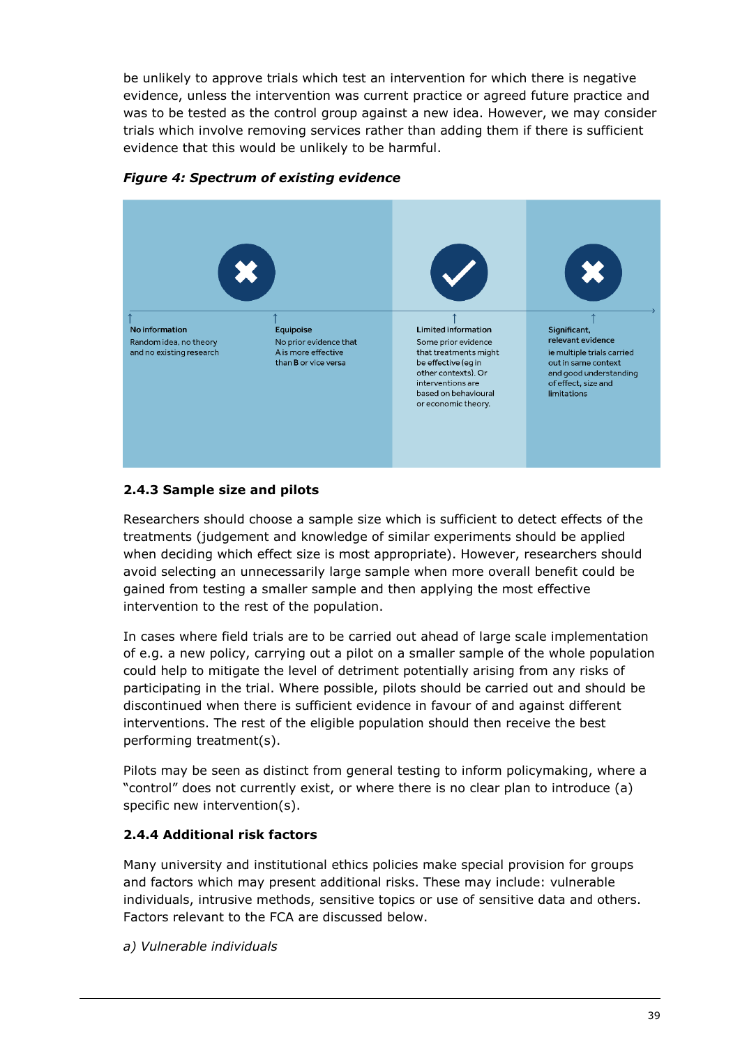be unlikely to approve trials which test an intervention for which there is negative evidence, unless the intervention was current practice or agreed future practice and was to be tested as the control group against a new idea. However, we may consider trials which involve removing services rather than adding them if there is sufficient evidence that this would be unlikely to be harmful.

***Figure 4: Spectrum of existing evidence***

**No information**
Random idea, no theory and no existing research

**Equipoise**
No prior evidence that A is more effective than B or vice versa

**Limited information**
Some prior evidence that treatments might be effective (eg in other contexts). Or interventions are based on behavioural or economic theory.

**Significant, relevant evidence**
ie multiple trials carried out in same context and good understanding of effect, size and limitations

### 2.4.3 Sample size and pilots

Researchers should choose a sample size which is sufficient to detect effects of the treatments (judgement and knowledge of similar experiments should be applied when deciding which effect size is most appropriate). However, researchers should avoid selecting an unnecessarily large sample when more overall benefit could be gained from testing a smaller sample and then applying the most effective intervention to the rest of the population.

In cases where field trials are to be carried out ahead of large scale implementation of e.g. a new policy, carrying out a pilot on a smaller sample of the whole population could help to mitigate the level of detriment potentially arising from any risks of participating in the trial. Where possible, pilots should be carried out and should be discontinued when there is sufficient evidence in favour of and against different interventions. The rest of the eligible population should then receive the best performing treatment(s).

Pilots may be seen as distinct from general testing to inform policymaking, where a "control" does not currently exist, or where there is no clear plan to introduce (a) specific new intervention(s).

### 2.4.4 Additional risk factors

Many university and institutional ethics policies make special provision for groups and factors which may present additional risks. These may include: vulnerable individuals, intrusive methods, sensitive topics or use of sensitive data and others. Factors relevant to the FCA are discussed below.

*a) Vulnerable individuals*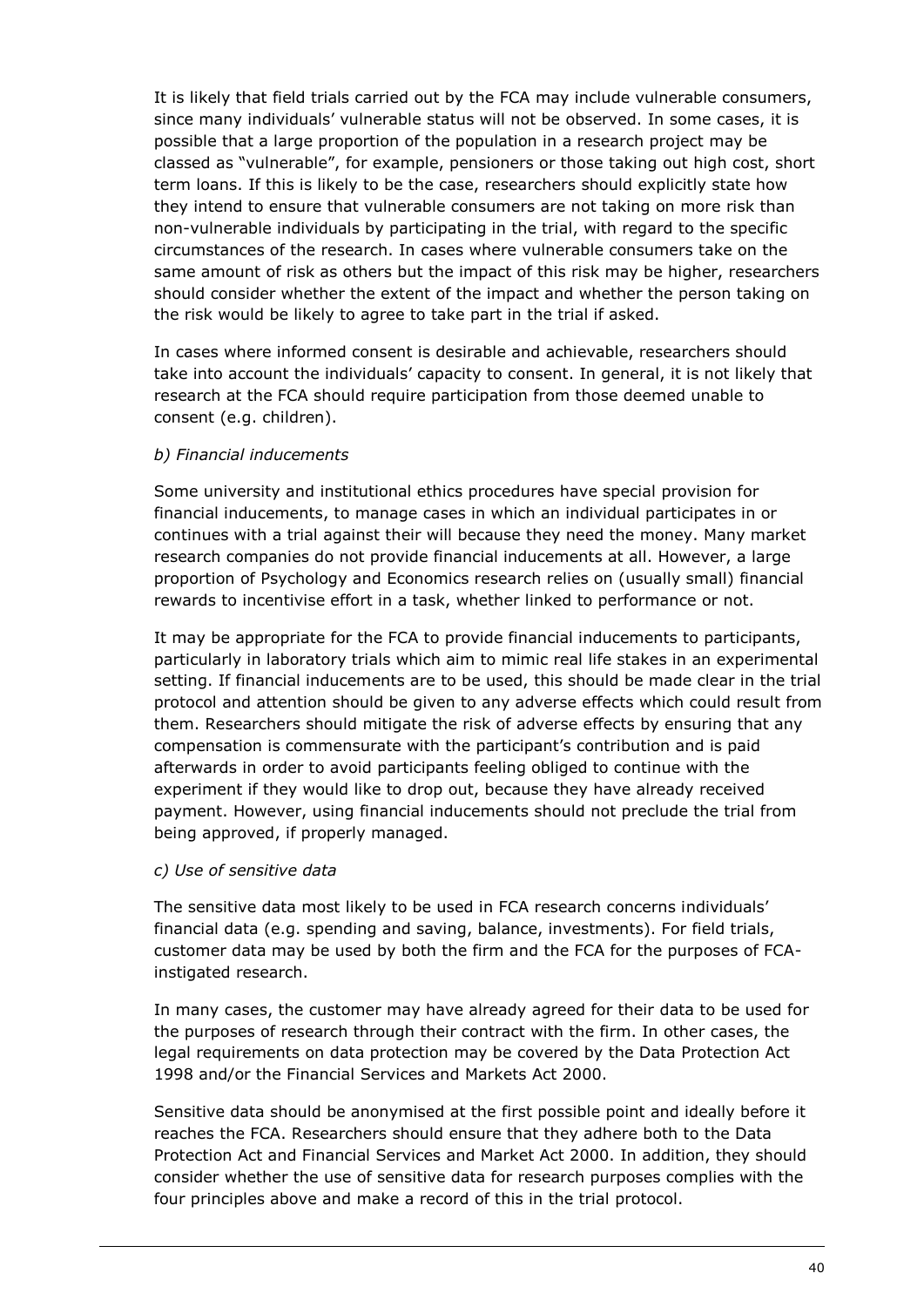It is likely that field trials carried out by the FCA may include vulnerable consumers, since many individuals' vulnerable status will not be observed. In some cases, it is possible that a large proportion of the population in a research project may be classed as "vulnerable", for example, pensioners or those taking out high cost, short term loans. If this is likely to be the case, researchers should explicitly state how they intend to ensure that vulnerable consumers are not taking on more risk than non-vulnerable individuals by participating in the trial, with regard to the specific circumstances of the research. In cases where vulnerable consumers take on the same amount of risk as others but the impact of this risk may be higher, researchers should consider whether the extent of the impact and whether the person taking on the risk would be likely to agree to take part in the trial if asked.

In cases where informed consent is desirable and achievable, researchers should take into account the individuals' capacity to consent. In general, it is not likely that research at the FCA should require participation from those deemed unable to consent (e.g. children).

*b) Financial inducements*

Some university and institutional ethics procedures have special provision for financial inducements, to manage cases in which an individual participates in or continues with a trial against their will because they need the money. Many market research companies do not provide financial inducements at all. However, a large proportion of Psychology and Economics research relies on (usually small) financial rewards to incentivise effort in a task, whether linked to performance or not.

It may be appropriate for the FCA to provide financial inducements to participants, particularly in laboratory trials which aim to mimic real life stakes in an experimental setting. If financial inducements are to be used, this should be made clear in the trial protocol and attention should be given to any adverse effects which could result from them. Researchers should mitigate the risk of adverse effects by ensuring that any compensation is commensurate with the participant's contribution and is paid afterwards in order to avoid participants feeling obliged to continue with the experiment if they would like to drop out, because they have already received payment. However, using financial inducements should not preclude the trial from being approved, if properly managed.

*c) Use of sensitive data*

The sensitive data most likely to be used in FCA research concerns individuals' financial data (e.g. spending and saving, balance, investments). For field trials, customer data may be used by both the firm and the FCA for the purposes of FCA-instigated research.

In many cases, the customer may have already agreed for their data to be used for the purposes of research through their contract with the firm. In other cases, the legal requirements on data protection may be covered by the Data Protection Act 1998 and/or the Financial Services and Markets Act 2000.

Sensitive data should be anonymised at the first possible point and ideally before it reaches the FCA. Researchers should ensure that they adhere both to the Data Protection Act and Financial Services and Market Act 2000. In addition, they should consider whether the use of sensitive data for research purposes complies with the four principles above and make a record of this in the trial protocol.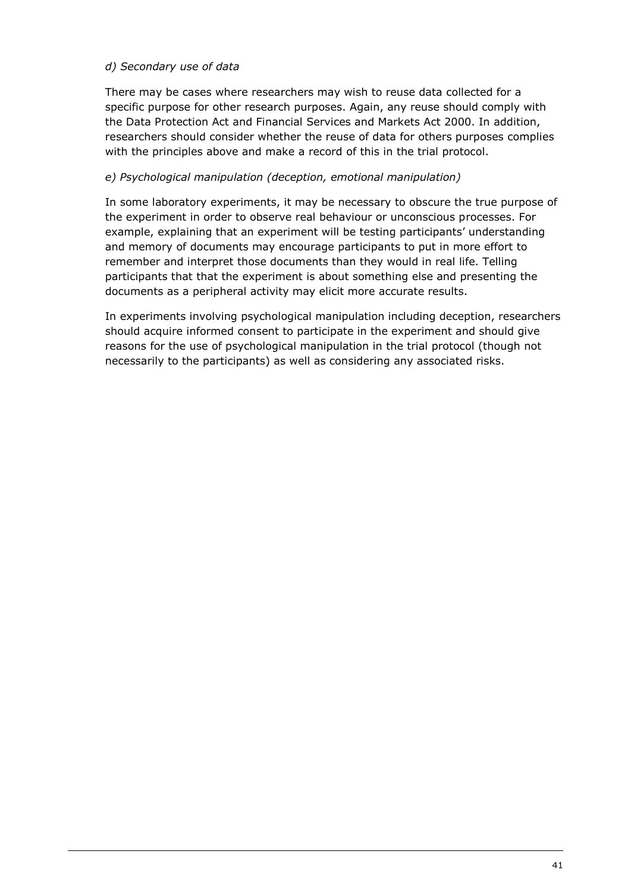*d) Secondary use of data*

There may be cases where researchers may wish to reuse data collected for a specific purpose for other research purposes. Again, any reuse should comply with the Data Protection Act and Financial Services and Markets Act 2000. In addition, researchers should consider whether the reuse of data for others purposes complies with the principles above and make a record of this in the trial protocol.

*e) Psychological manipulation (deception, emotional manipulation)*

In some laboratory experiments, it may be necessary to obscure the true purpose of the experiment in order to observe real behaviour or unconscious processes. For example, explaining that an experiment will be testing participants' understanding and memory of documents may encourage participants to put in more effort to remember and interpret those documents than they would in real life. Telling participants that that the experiment is about something else and presenting the documents as a peripheral activity may elicit more accurate results.

In experiments involving psychological manipulation including deception, researchers should acquire informed consent to participate in the experiment and should give reasons for the use of psychological manipulation in the trial protocol (though not necessarily to the participants) as well as considering any associated risks.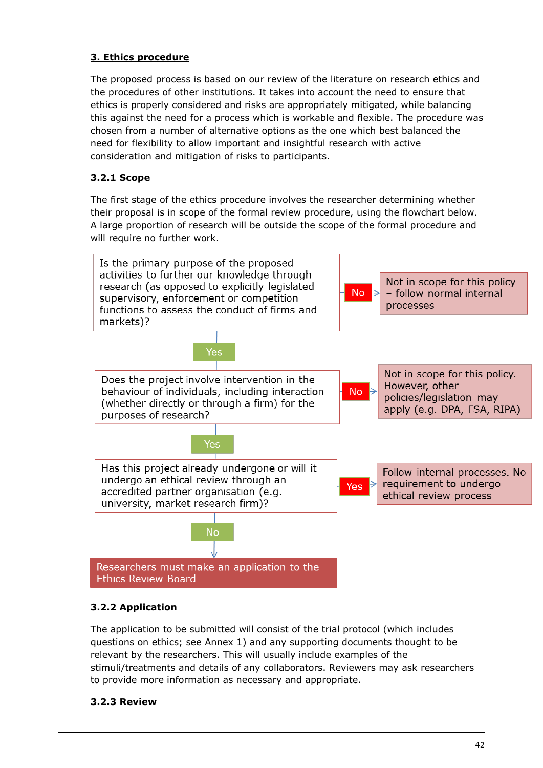### 3. Ethics procedure

The proposed process is based on our review of the literature on research ethics and the procedures of other institutions. It takes into account the need to ensure that ethics is properly considered and risks are appropriately mitigated, while balancing this against the need for a process which is workable and flexible. The procedure was chosen from a number of alternative options as the one which best balanced the need for flexibility to allow important and insightful research with active consideration and mitigation of risks to participants.

#### 3.2.1 Scope

The first stage of the ethics procedure involves the researcher determining whether their proposal is in scope of the formal review procedure, using the flowchart below. A large proportion of research will be outside the scope of the formal procedure and will require no further work.

Is the primary purpose of the proposed activities to further our knowledge through research (as opposed to explicitly legislated supervisory, enforcement or competition functions to assess the conduct of firms and markets)?

- No → Not in scope for this policy – follow normal internal processes
- Yes ↓

Does the project involve intervention in the behaviour of individuals, including interaction (whether directly or through a firm) for the purposes of research?

- No → Not in scope for this policy. However, other policies/legislation may apply (e.g. DPA, FSA, RIPA)
- Yes ↓

Has this project already undergone or will it undergo an ethical review through an accredited partner organisation (e.g. university, market research firm)?

- Yes → Follow internal processes. No requirement to undergo ethical review process
- No ↓

Researchers must make an application to the Ethics Review Board

#### 3.2.2 Application

The application to be submitted will consist of the trial protocol (which includes questions on ethics; see Annex 1) and any supporting documents thought to be relevant by the researchers. This will usually include examples of the stimuli/treatments and details of any collaborators. Reviewers may ask researchers to provide more information as necessary and appropriate.

#### 3.2.3 Review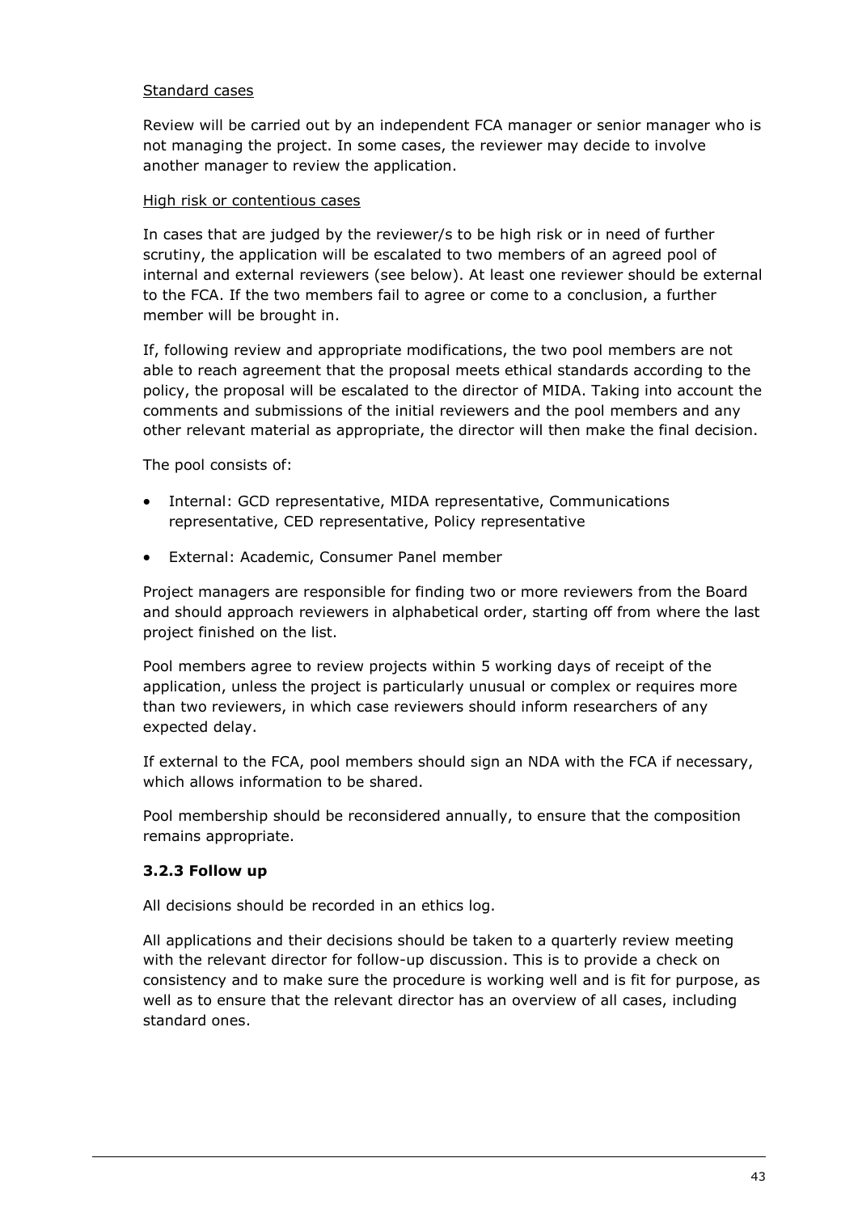Standard cases

Review will be carried out by an independent FCA manager or senior manager who is not managing the project. In some cases, the reviewer may decide to involve another manager to review the application.

High risk or contentious cases

In cases that are judged by the reviewer/s to be high risk or in need of further scrutiny, the application will be escalated to two members of an agreed pool of internal and external reviewers (see below). At least one reviewer should be external to the FCA. If the two members fail to agree or come to a conclusion, a further member will be brought in.

If, following review and appropriate modifications, the two pool members are not able to reach agreement that the proposal meets ethical standards according to the policy, the proposal will be escalated to the director of MIDA. Taking into account the comments and submissions of the initial reviewers and the pool members and any other relevant material as appropriate, the director will then make the final decision.

The pool consists of:

- Internal: GCD representative, MIDA representative, Communications representative, CED representative, Policy representative
- External: Academic, Consumer Panel member

Project managers are responsible for finding two or more reviewers from the Board and should approach reviewers in alphabetical order, starting off from where the last project finished on the list.

Pool members agree to review projects within 5 working days of receipt of the application, unless the project is particularly unusual or complex or requires more than two reviewers, in which case reviewers should inform researchers of any expected delay.

If external to the FCA, pool members should sign an NDA with the FCA if necessary, which allows information to be shared.

Pool membership should be reconsidered annually, to ensure that the composition remains appropriate.

### 3.2.3 Follow up

All decisions should be recorded in an ethics log.

All applications and their decisions should be taken to a quarterly review meeting with the relevant director for follow-up discussion. This is to provide a check on consistency and to make sure the procedure is working well and is fit for purpose, as well as to ensure that the relevant director has an overview of all cases, including standard ones.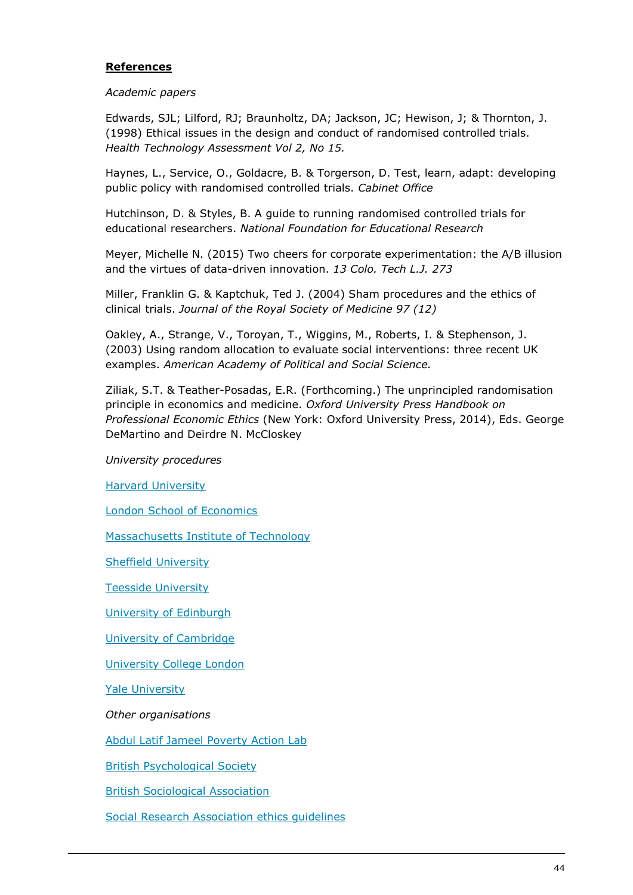## **References**

*Academic papers*

Edwards, SJL; Lilford, RJ; Braunholtz, DA; Jackson, JC; Hewison, J; & Thornton, J. (1998) Ethical issues in the design and conduct of randomised controlled trials. *Health Technology Assessment Vol 2, No 15.*

Haynes, L., Service, O., Goldacre, B. & Torgerson, D. Test, learn, adapt: developing public policy with randomised controlled trials. *Cabinet Office*

Hutchinson, D. & Styles, B. A guide to running randomised controlled trials for educational researchers. *National Foundation for Educational Research*

Meyer, Michelle N. (2015) Two cheers for corporate experimentation: the A/B illusion and the virtues of data-driven innovation. *13 Colo. Tech L.J. 273*

Miller, Franklin G. & Kaptchuk, Ted J. (2004) Sham procedures and the ethics of clinical trials. *Journal of the Royal Society of Medicine 97 (12)*

Oakley, A., Strange, V., Toroyan, T., Wiggins, M., Roberts, I. & Stephenson, J. (2003) Using random allocation to evaluate social interventions: three recent UK examples. *American Academy of Political and Social Science.*

Ziliak, S.T. & Teather-Posadas, E.R. (Forthcoming.) The unprincipled randomisation principle in economics and medicine. *Oxford University Press Handbook on Professional Economic Ethics* (New York: Oxford University Press, 2014), Eds. George DeMartino and Deirdre N. McCloskey

*University procedures*

Harvard University

London School of Economics

Massachusetts Institute of Technology

Sheffield University

Teesside University

University of Edinburgh

University of Cambridge

University College London

Yale University

*Other organisations*

Abdul Latif Jameel Poverty Action Lab

British Psychological Society

British Sociological Association

Social Research Association ethics guidelines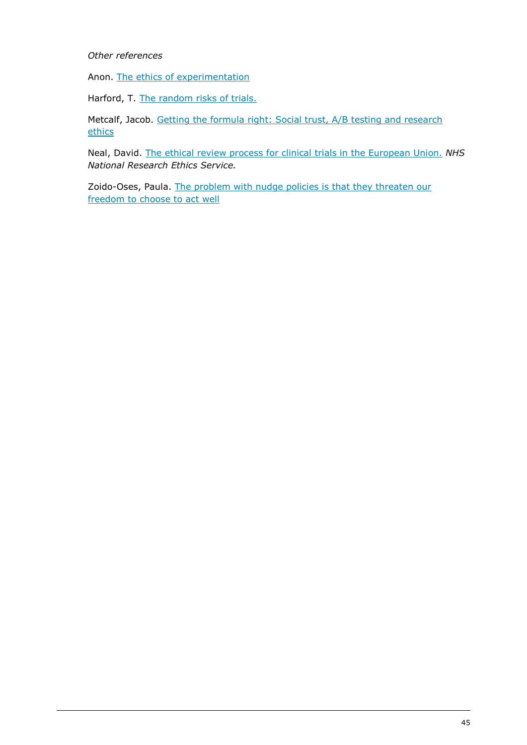*Other references*

Anon. The ethics of experimentation

Harford, T. The random risks of trials.

Metcalf, Jacob. Getting the formula right: Social trust, A/B testing and research ethics

Neal, David. The ethical review process for clinical trials in the European Union. *NHS National Research Ethics Service.*

Zoido-Oses, Paula. The problem with nudge policies is that they threaten our freedom to choose to act well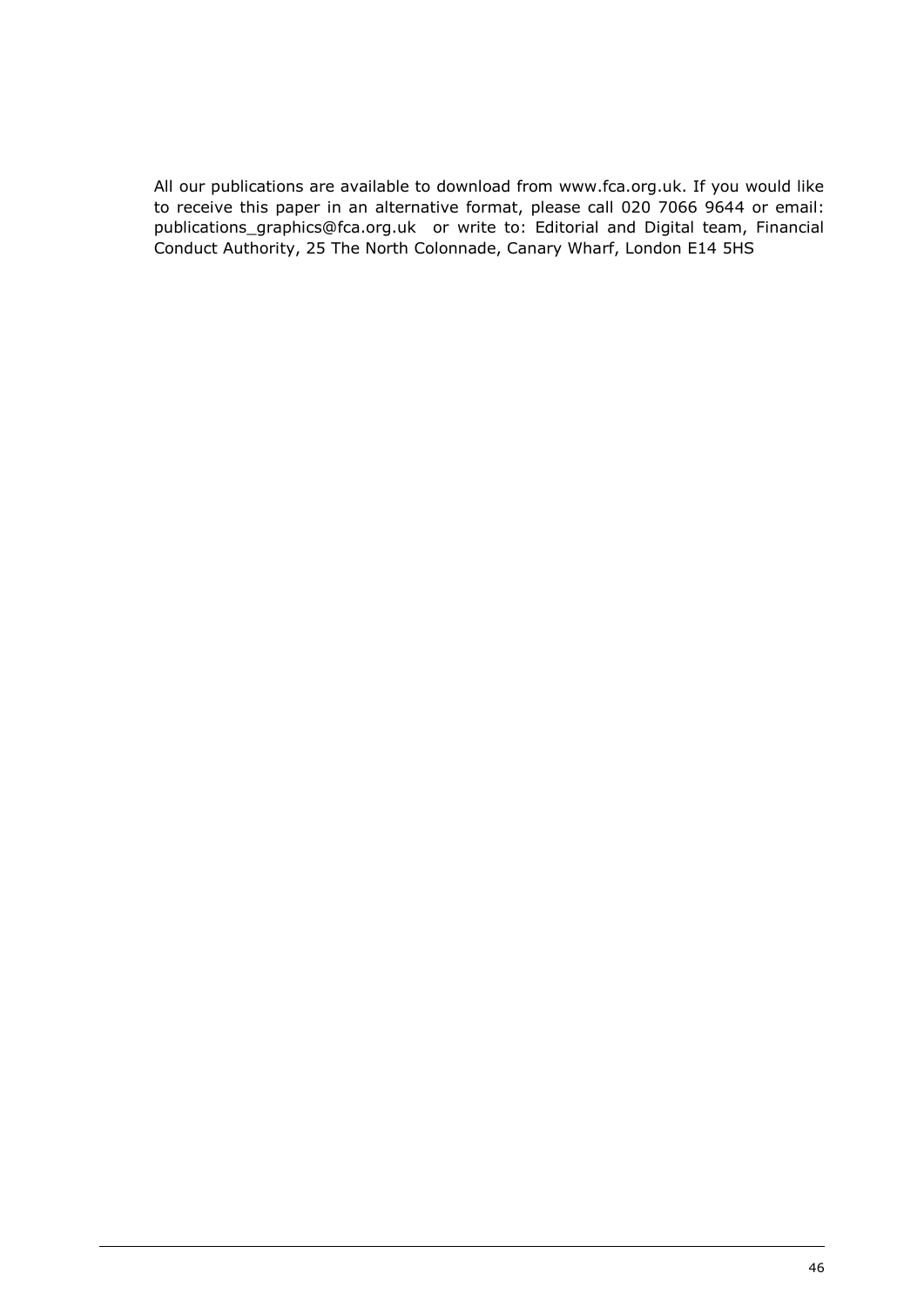All our publications are available to download from www.fca.org.uk. If you would like to receive this paper in an alternative format, please call 020 7066 9644 or email: publications_graphics@fca.org.uk or write to: Editorial and Digital team, Financial Conduct Authority, 25 The North Colonnade, Canary Wharf, London E14 5HS